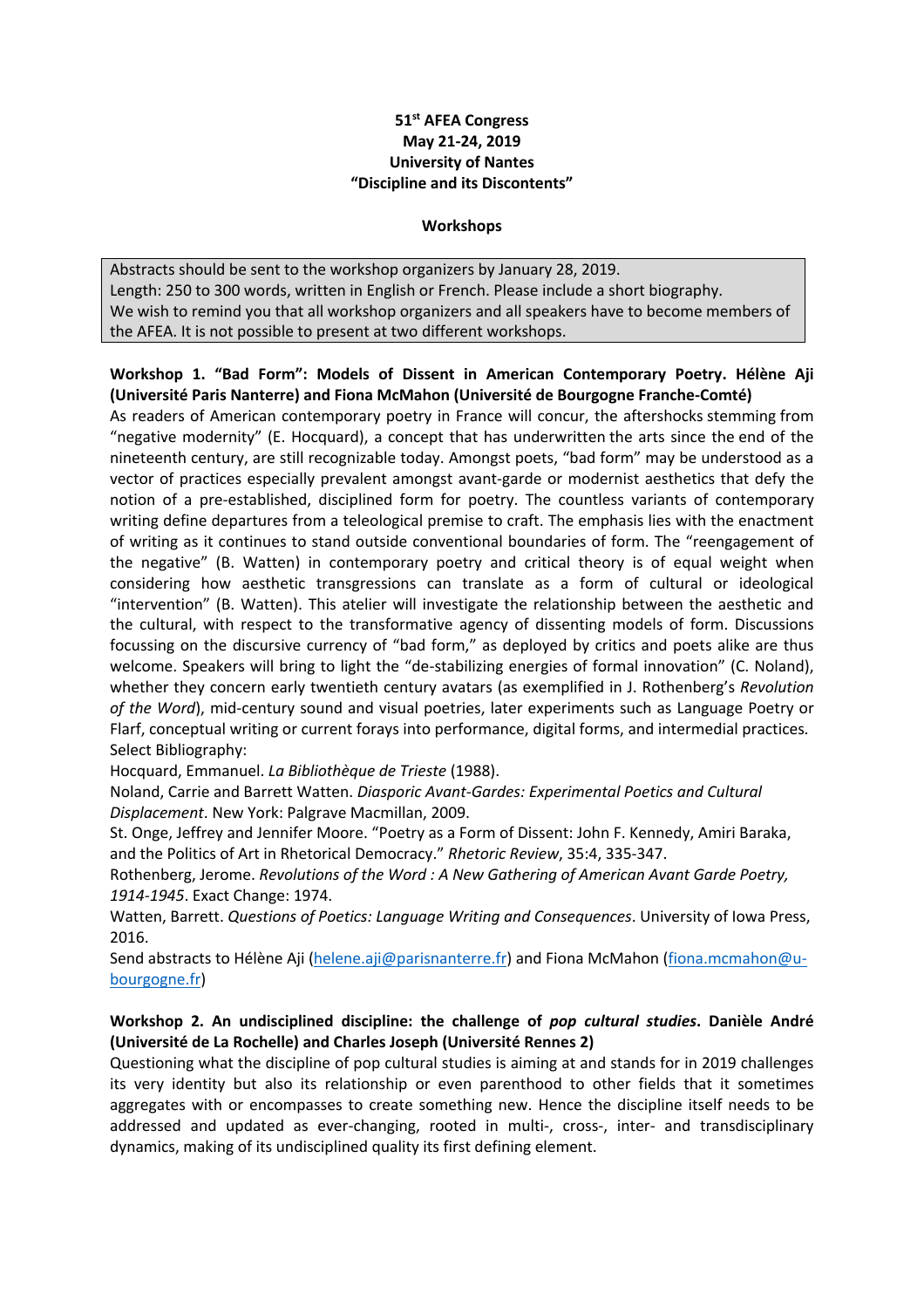**51st AFEA Congress**
**May 21-24, 2019**
**University of Nantes**
**"Discipline and its Discontents"**

**Workshops**

Abstracts should be sent to the workshop organizers by January 28, 2019.
Length: 250 to 300 words, written in English or French. Please include a short biography.
We wish to remind you that all workshop organizers and all speakers have to become members of the AFEA. It is not possible to present at two different workshops.

**Workshop 1. "Bad Form": Models of Dissent in American Contemporary Poetry. Hélène Aji (Université Paris Nanterre) and Fiona McMahon (Université de Bourgogne Franche-Comté)**

As readers of American contemporary poetry in France will concur, the aftershocks stemming from "negative modernity" (E. Hocquard), a concept that has underwritten the arts since the end of the nineteenth century, are still recognizable today. Amongst poets, "bad form" may be understood as a vector of practices especially prevalent amongst avant-garde or modernist aesthetics that defy the notion of a pre-established, disciplined form for poetry. The countless variants of contemporary writing define departures from a teleological premise to craft. The emphasis lies with the enactment of writing as it continues to stand outside conventional boundaries of form. The "reengagement of the negative" (B. Watten) in contemporary poetry and critical theory is of equal weight when considering how aesthetic transgressions can translate as a form of cultural or ideological "intervention" (B. Watten). This atelier will investigate the relationship between the aesthetic and the cultural, with respect to the transformative agency of dissenting models of form. Discussions focussing on the discursive currency of "bad form," as deployed by critics and poets alike are thus welcome. Speakers will bring to light the "de-stabilizing energies of formal innovation" (C. Noland), whether they concern early twentieth century avatars (as exemplified in J. Rothenberg's *Revolution of the Word*), mid-century sound and visual poetries, later experiments such as Language Poetry or Flarf, conceptual writing or current forays into performance, digital forms, and intermedial practices.

Select Bibliography:

Hocquard, Emmanuel. *La Bibliothèque de Trieste* (1988).

Noland, Carrie and Barrett Watten. *Diasporic Avant-Gardes: Experimental Poetics and Cultural Displacement*. New York: Palgrave Macmillan, 2009.

St. Onge, Jeffrey and Jennifer Moore. "Poetry as a Form of Dissent: John F. Kennedy, Amiri Baraka, and the Politics of Art in Rhetorical Democracy." *Rhetoric Review*, 35:4, 335-347.

Rothenberg, Jerome. *Revolutions of the Word : A New Gathering of American Avant Garde Poetry, 1914-1945*. Exact Change: 1974.

Watten, Barrett. *Questions of Poetics: Language Writing and Consequences*. University of Iowa Press, 2016.

Send abstracts to Hélène Aji (helene.aji@parisnanterre.fr) and Fiona McMahon (fiona.mcmahon@u-bourgogne.fr)

**Workshop 2. An undisciplined discipline: the challenge of *pop cultural studies*. Danièle André (Université de La Rochelle) and Charles Joseph (Université Rennes 2)**

Questioning what the discipline of pop cultural studies is aiming at and stands for in 2019 challenges its very identity but also its relationship or even parenthood to other fields that it sometimes aggregates with or encompasses to create something new. Hence the discipline itself needs to be addressed and updated as ever-changing, rooted in multi-, cross-, inter- and transdisciplinary dynamics, making of its undisciplined quality its first defining element.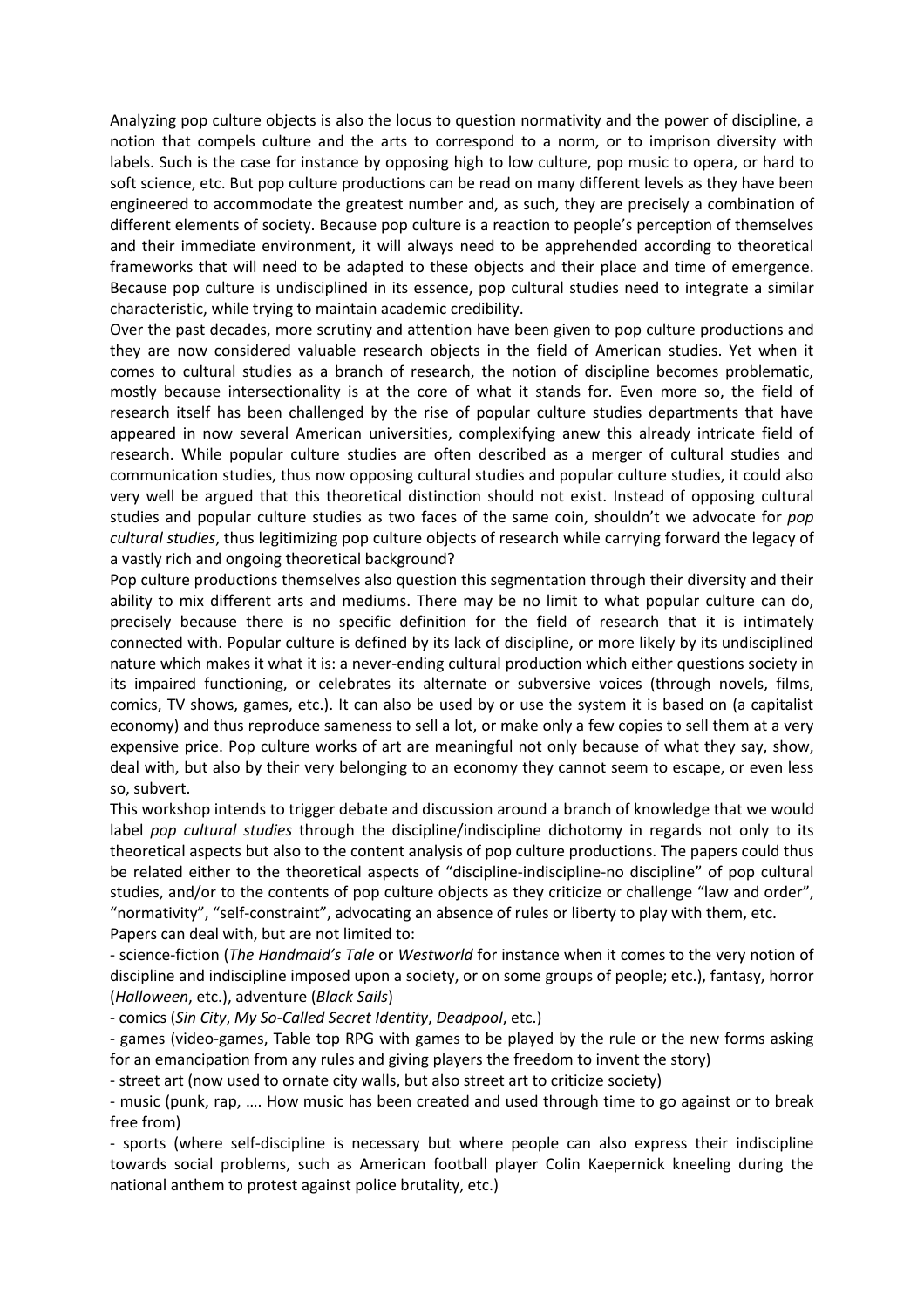Analyzing pop culture objects is also the locus to question normativity and the power of discipline, a notion that compels culture and the arts to correspond to a norm, or to imprison diversity with labels. Such is the case for instance by opposing high to low culture, pop music to opera, or hard to soft science, etc. But pop culture productions can be read on many different levels as they have been engineered to accommodate the greatest number and, as such, they are precisely a combination of different elements of society. Because pop culture is a reaction to people's perception of themselves and their immediate environment, it will always need to be apprehended according to theoretical frameworks that will need to be adapted to these objects and their place and time of emergence. Because pop culture is undisciplined in its essence, pop cultural studies need to integrate a similar characteristic, while trying to maintain academic credibility.

Over the past decades, more scrutiny and attention have been given to pop culture productions and they are now considered valuable research objects in the field of American studies. Yet when it comes to cultural studies as a branch of research, the notion of discipline becomes problematic, mostly because intersectionality is at the core of what it stands for. Even more so, the field of research itself has been challenged by the rise of popular culture studies departments that have appeared in now several American universities, complexifying anew this already intricate field of research. While popular culture studies are often described as a merger of cultural studies and communication studies, thus now opposing cultural studies and popular culture studies, it could also very well be argued that this theoretical distinction should not exist. Instead of opposing cultural studies and popular culture studies as two faces of the same coin, shouldn't we advocate for *pop cultural studies*, thus legitimizing pop culture objects of research while carrying forward the legacy of a vastly rich and ongoing theoretical background?

Pop culture productions themselves also question this segmentation through their diversity and their ability to mix different arts and mediums. There may be no limit to what popular culture can do, precisely because there is no specific definition for the field of research that it is intimately connected with. Popular culture is defined by its lack of discipline, or more likely by its undisciplined nature which makes it what it is: a never-ending cultural production which either questions society in its impaired functioning, or celebrates its alternate or subversive voices (through novels, films, comics, TV shows, games, etc.). It can also be used by or use the system it is based on (a capitalist economy) and thus reproduce sameness to sell a lot, or make only a few copies to sell them at a very expensive price. Pop culture works of art are meaningful not only because of what they say, show, deal with, but also by their very belonging to an economy they cannot seem to escape, or even less so, subvert.

This workshop intends to trigger debate and discussion around a branch of knowledge that we would label *pop cultural studies* through the discipline/indiscipline dichotomy in regards not only to its theoretical aspects but also to the content analysis of pop culture productions. The papers could thus be related either to the theoretical aspects of "discipline-indiscipline-no discipline" of pop cultural studies, and/or to the contents of pop culture objects as they criticize or challenge "law and order", "normativity", "self-constraint", advocating an absence of rules or liberty to play with them, etc.

Papers can deal with, but are not limited to:

- science-fiction (*The Handmaid's Tale* or *Westworld* for instance when it comes to the very notion of discipline and indiscipline imposed upon a society, or on some groups of people; etc.), fantasy, horror (*Halloween*, etc.), adventure (*Black Sails*)
- comics (*Sin City*, *My So-Called Secret Identity*, *Deadpool*, etc.)
- games (video-games, Table top RPG with games to be played by the rule or the new forms asking for an emancipation from any rules and giving players the freedom to invent the story)
- street art (now used to ornate city walls, but also street art to criticize society)
- music (punk, rap, …. How music has been created and used through time to go against or to break free from)
- sports (where self-discipline is necessary but where people can also express their indiscipline towards social problems, such as American football player Colin Kaepernick kneeling during the national anthem to protest against police brutality, etc.)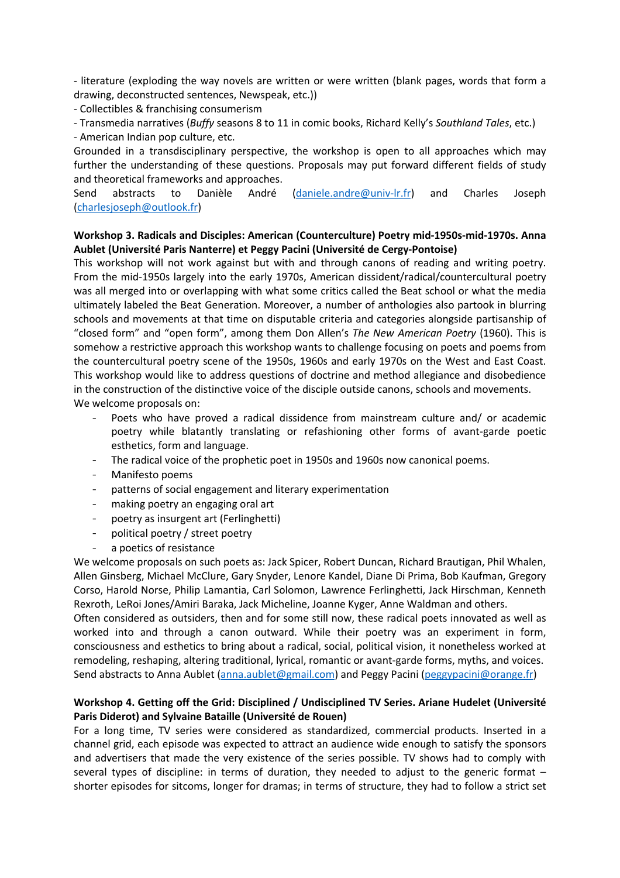- literature (exploding the way novels are written or were written (blank pages, words that form a drawing, deconstructed sentences, Newspeak, etc.))
- Collectibles & franchising consumerism
- Transmedia narratives (*Buffy* seasons 8 to 11 in comic books, Richard Kelly's *Southland Tales*, etc.)
- American Indian pop culture, etc.

Grounded in a transdisciplinary perspective, the workshop is open to all approaches which may further the understanding of these questions. Proposals may put forward different fields of study and theoretical frameworks and approaches.

Send abstracts to Danièle André (daniele.andre@univ-lr.fr) and Charles Joseph (charlesjoseph@outlook.fr)

**Workshop 3. Radicals and Disciples: American (Counterculture) Poetry mid-1950s-mid-1970s. Anna Aublet (Université Paris Nanterre) et Peggy Pacini (Université de Cergy-Pontoise)**

This workshop will not work against but with and through canons of reading and writing poetry. From the mid-1950s largely into the early 1970s, American dissident/radical/countercultural poetry was all merged into or overlapping with what some critics called the Beat school or what the media ultimately labeled the Beat Generation. Moreover, a number of anthologies also partook in blurring schools and movements at that time on disputable criteria and categories alongside partisanship of "closed form" and "open form", among them Don Allen's *The New American Poetry* (1960). This is somehow a restrictive approach this workshop wants to challenge focusing on poets and poems from the countercultural poetry scene of the 1950s, 1960s and early 1970s on the West and East Coast. This workshop would like to address questions of doctrine and method allegiance and disobedience in the construction of the distinctive voice of the disciple outside canons, schools and movements.

We welcome proposals on:

- Poets who have proved a radical dissidence from mainstream culture and/ or academic poetry while blatantly translating or refashioning other forms of avant-garde poetic esthetics, form and language.
- The radical voice of the prophetic poet in 1950s and 1960s now canonical poems.
- Manifesto poems
- patterns of social engagement and literary experimentation
- making poetry an engaging oral art
- poetry as insurgent art (Ferlinghetti)
- political poetry / street poetry
- a poetics of resistance

We welcome proposals on such poets as: Jack Spicer, Robert Duncan, Richard Brautigan, Phil Whalen, Allen Ginsberg, Michael McClure, Gary Snyder, Lenore Kandel, Diane Di Prima, Bob Kaufman, Gregory Corso, Harold Norse, Philip Lamantia, Carl Solomon, Lawrence Ferlinghetti, Jack Hirschman, Kenneth Rexroth, LeRoi Jones/Amiri Baraka, Jack Micheline, Joanne Kyger, Anne Waldman and others.

Often considered as outsiders, then and for some still now, these radical poets innovated as well as worked into and through a canon outward. While their poetry was an experiment in form, consciousness and esthetics to bring about a radical, social, political vision, it nonetheless worked at remodeling, reshaping, altering traditional, lyrical, romantic or avant-garde forms, myths, and voices.

Send abstracts to Anna Aublet (anna.aublet@gmail.com) and Peggy Pacini (peggypacini@orange.fr)

**Workshop 4. Getting off the Grid: Disciplined / Undisciplined TV Series. Ariane Hudelet (Université Paris Diderot) and Sylvaine Bataille (Université de Rouen)**

For a long time, TV series were considered as standardized, commercial products. Inserted in a channel grid, each episode was expected to attract an audience wide enough to satisfy the sponsors and advertisers that made the very existence of the series possible. TV shows had to comply with several types of discipline: in terms of duration, they needed to adjust to the generic format – shorter episodes for sitcoms, longer for dramas; in terms of structure, they had to follow a strict set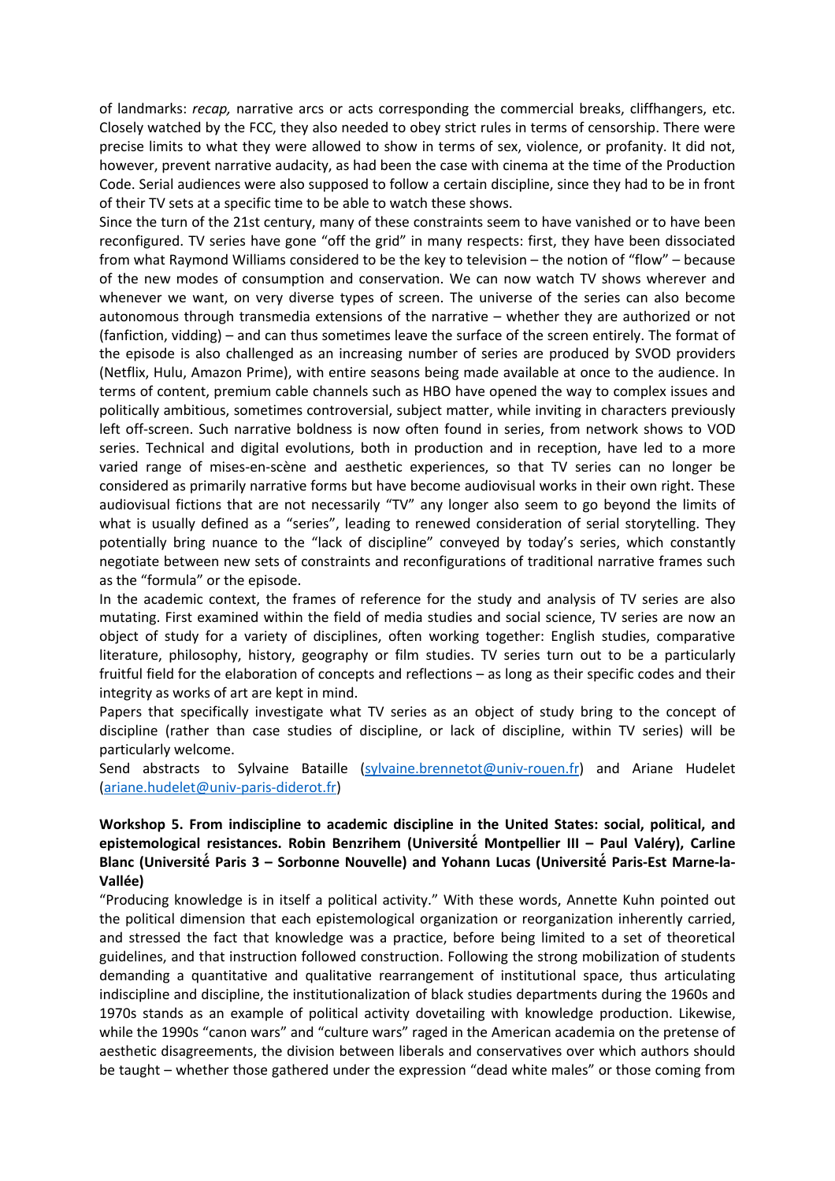of landmarks: *recap,* narrative arcs or acts corresponding the commercial breaks, cliffhangers, etc. Closely watched by the FCC, they also needed to obey strict rules in terms of censorship. There were precise limits to what they were allowed to show in terms of sex, violence, or profanity. It did not, however, prevent narrative audacity, as had been the case with cinema at the time of the Production Code. Serial audiences were also supposed to follow a certain discipline, since they had to be in front of their TV sets at a specific time to be able to watch these shows.

Since the turn of the 21st century, many of these constraints seem to have vanished or to have been reconfigured. TV series have gone "off the grid" in many respects: first, they have been dissociated from what Raymond Williams considered to be the key to television – the notion of "flow" – because of the new modes of consumption and conservation. We can now watch TV shows wherever and whenever we want, on very diverse types of screen. The universe of the series can also become autonomous through transmedia extensions of the narrative – whether they are authorized or not (fanfiction, vidding) – and can thus sometimes leave the surface of the screen entirely. The format of the episode is also challenged as an increasing number of series are produced by SVOD providers (Netflix, Hulu, Amazon Prime), with entire seasons being made available at once to the audience. In terms of content, premium cable channels such as HBO have opened the way to complex issues and politically ambitious, sometimes controversial, subject matter, while inviting in characters previously left off-screen. Such narrative boldness is now often found in series, from network shows to VOD series. Technical and digital evolutions, both in production and in reception, have led to a more varied range of mises-en-scène and aesthetic experiences, so that TV series can no longer be considered as primarily narrative forms but have become audiovisual works in their own right. These audiovisual fictions that are not necessarily "TV" any longer also seem to go beyond the limits of what is usually defined as a "series", leading to renewed consideration of serial storytelling. They potentially bring nuance to the "lack of discipline" conveyed by today's series, which constantly negotiate between new sets of constraints and reconfigurations of traditional narrative frames such as the "formula" or the episode.

In the academic context, the frames of reference for the study and analysis of TV series are also mutating. First examined within the field of media studies and social science, TV series are now an object of study for a variety of disciplines, often working together: English studies, comparative literature, philosophy, history, geography or film studies. TV series turn out to be a particularly fruitful field for the elaboration of concepts and reflections – as long as their specific codes and their integrity as works of art are kept in mind.

Papers that specifically investigate what TV series as an object of study bring to the concept of discipline (rather than case studies of discipline, or lack of discipline, within TV series) will be particularly welcome.

Send abstracts to Sylvaine Bataille (sylvaine.brennetot@univ-rouen.fr) and Ariane Hudelet (ariane.hudelet@univ-paris-diderot.fr)

**Workshop 5. From indiscipline to academic discipline in the United States: social, political, and epistemological resistances. Robin Benzrihem (Université Montpellier III – Paul Valéry), Carline Blanc (Université Paris 3 – Sorbonne Nouvelle) and Yohann Lucas (Université Paris-Est Marne-la-Vallée)**

"Producing knowledge is in itself a political activity." With these words, Annette Kuhn pointed out the political dimension that each epistemological organization or reorganization inherently carried, and stressed the fact that knowledge was a practice, before being limited to a set of theoretical guidelines, and that instruction followed construction. Following the strong mobilization of students demanding a quantitative and qualitative rearrangement of institutional space, thus articulating indiscipline and discipline, the institutionalization of black studies departments during the 1960s and 1970s stands as an example of political activity dovetailing with knowledge production. Likewise, while the 1990s "canon wars" and "culture wars" raged in the American academia on the pretense of aesthetic disagreements, the division between liberals and conservatives over which authors should be taught – whether those gathered under the expression "dead white males" or those coming from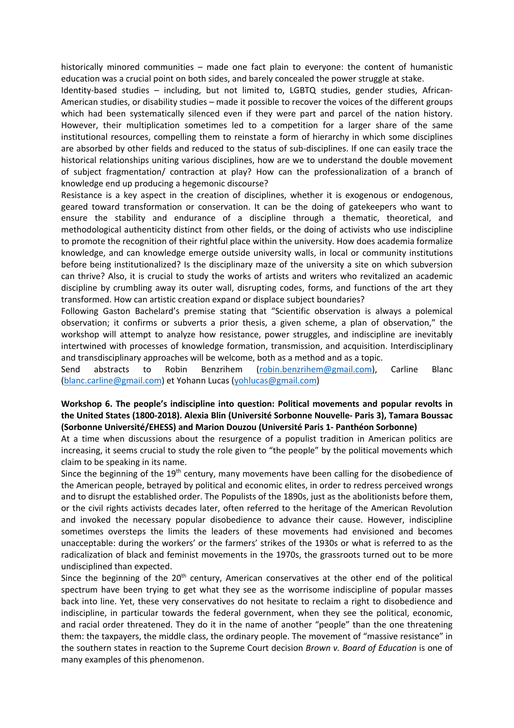historically minored communities – made one fact plain to everyone: the content of humanistic education was a crucial point on both sides, and barely concealed the power struggle at stake.

Identity-based studies – including, but not limited to, LGBTQ studies, gender studies, African-American studies, or disability studies – made it possible to recover the voices of the different groups which had been systematically silenced even if they were part and parcel of the nation history. However, their multiplication sometimes led to a competition for a larger share of the same institutional resources, compelling them to reinstate a form of hierarchy in which some disciplines are absorbed by other fields and reduced to the status of sub-disciplines. If one can easily trace the historical relationships uniting various disciplines, how are we to understand the double movement of subject fragmentation/ contraction at play? How can the professionalization of a branch of knowledge end up producing a hegemonic discourse?

Resistance is a key aspect in the creation of disciplines, whether it is exogenous or endogenous, geared toward transformation or conservation. It can be the doing of gatekeepers who want to ensure the stability and endurance of a discipline through a thematic, theoretical, and methodological authenticity distinct from other fields, or the doing of activists who use indiscipline to promote the recognition of their rightful place within the university. How does academia formalize knowledge, and can knowledge emerge outside university walls, in local or community institutions before being institutionalized? Is the disciplinary maze of the university a site on which subversion can thrive? Also, it is crucial to study the works of artists and writers who revitalized an academic discipline by crumbling away its outer wall, disrupting codes, forms, and functions of the art they transformed. How can artistic creation expand or displace subject boundaries?

Following Gaston Bachelard's premise stating that "Scientific observation is always a polemical observation; it confirms or subverts a prior thesis, a given scheme, a plan of observation," the workshop will attempt to analyze how resistance, power struggles, and indiscipline are inevitably intertwined with processes of knowledge formation, transmission, and acquisition. Interdisciplinary and transdisciplinary approaches will be welcome, both as a method and as a topic.

Send abstracts to Robin Benzrihem (robin.benzrihem@gmail.com), Carline Blanc (blanc.carline@gmail.com) et Yohann Lucas (yohlucas@gmail.com)

**Workshop 6. The people's indiscipline into question: Political movements and popular revolts in the United States (1800-2018). Alexia Blin (Université Sorbonne Nouvelle- Paris 3), Tamara Boussac (Sorbonne Université/EHESS) and Marion Douzou (Université Paris 1- Panthéon Sorbonne)**

At a time when discussions about the resurgence of a populist tradition in American politics are increasing, it seems crucial to study the role given to "the people" by the political movements which claim to be speaking in its name.

Since the beginning of the 19th century, many movements have been calling for the disobedience of the American people, betrayed by political and economic elites, in order to redress perceived wrongs and to disrupt the established order. The Populists of the 1890s, just as the abolitionists before them, or the civil rights activists decades later, often referred to the heritage of the American Revolution and invoked the necessary popular disobedience to advance their cause. However, indiscipline sometimes oversteps the limits the leaders of these movements had envisioned and becomes unacceptable: during the workers' or the farmers' strikes of the 1930s or what is referred to as the radicalization of black and feminist movements in the 1970s, the grassroots turned out to be more undisciplined than expected.

Since the beginning of the 20th century, American conservatives at the other end of the political spectrum have been trying to get what they see as the worrisome indiscipline of popular masses back into line. Yet, these very conservatives do not hesitate to reclaim a right to disobedience and indiscipline, in particular towards the federal government, when they see the political, economic, and racial order threatened. They do it in the name of another "people" than the one threatening them: the taxpayers, the middle class, the ordinary people. The movement of "massive resistance" in the southern states in reaction to the Supreme Court decision *Brown v. Board of Education* is one of many examples of this phenomenon.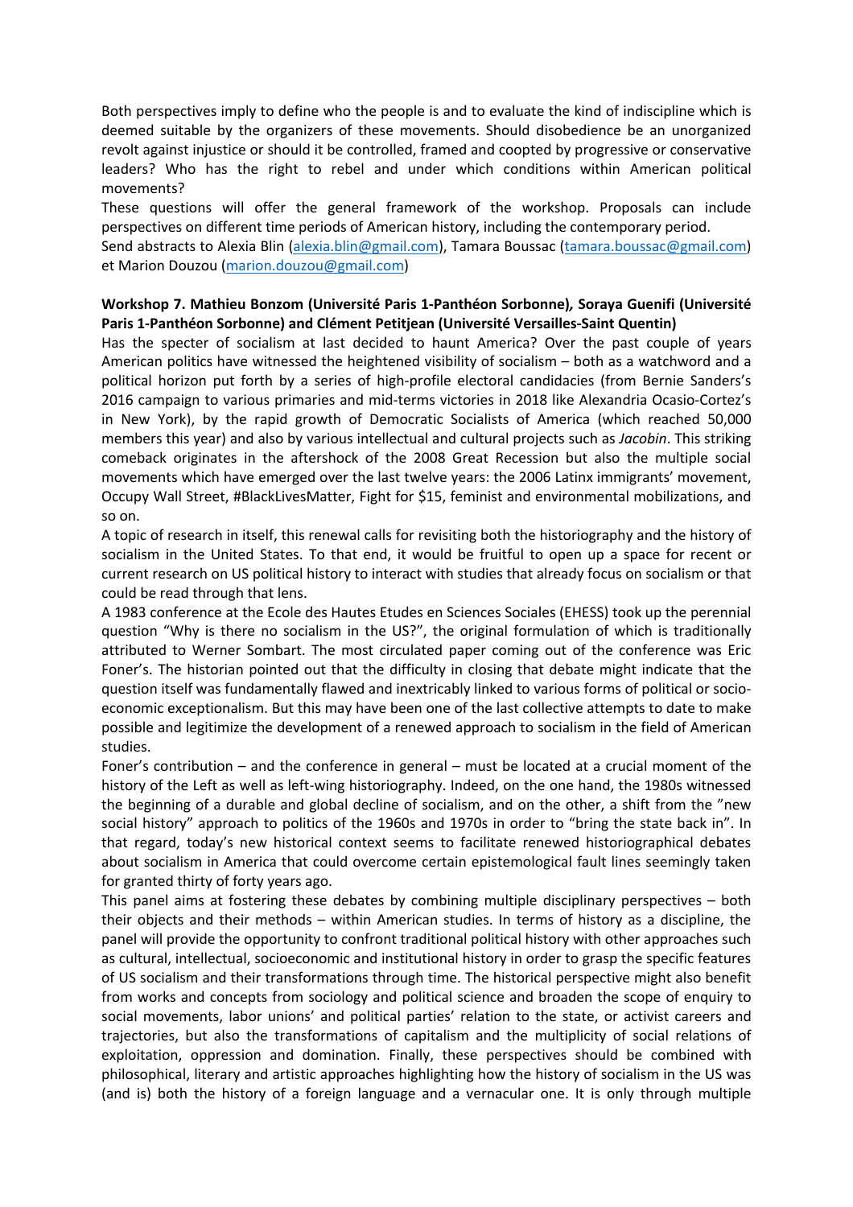Both perspectives imply to define who the people is and to evaluate the kind of indiscipline which is deemed suitable by the organizers of these movements. Should disobedience be an unorganized revolt against injustice or should it be controlled, framed and coopted by progressive or conservative leaders? Who has the right to rebel and under which conditions within American political movements?

These questions will offer the general framework of the workshop. Proposals can include perspectives on different time periods of American history, including the contemporary period.

Send abstracts to Alexia Blin (alexia.blin@gmail.com), Tamara Boussac (tamara.boussac@gmail.com) et Marion Douzou (marion.douzou@gmail.com)

**Workshop 7. Mathieu Bonzom (Université Paris 1-Panthéon Sorbonne), Soraya Guenifi (Université Paris 1-Panthéon Sorbonne) and Clément Petitjean (Université Versailles-Saint Quentin)**

Has the specter of socialism at last decided to haunt America? Over the past couple of years American politics have witnessed the heightened visibility of socialism – both as a watchword and a political horizon put forth by a series of high-profile electoral candidacies (from Bernie Sanders's 2016 campaign to various primaries and mid-terms victories in 2018 like Alexandria Ocasio-Cortez's in New York), by the rapid growth of Democratic Socialists of America (which reached 50,000 members this year) and also by various intellectual and cultural projects such as *Jacobin*. This striking comeback originates in the aftershock of the 2008 Great Recession but also the multiple social movements which have emerged over the last twelve years: the 2006 Latinx immigrants' movement, Occupy Wall Street, #BlackLivesMatter, Fight for $15, feminist and environmental mobilizations, and so on.

A topic of research in itself, this renewal calls for revisiting both the historiography and the history of socialism in the United States. To that end, it would be fruitful to open up a space for recent or current research on US political history to interact with studies that already focus on socialism or that could be read through that lens.

A 1983 conference at the Ecole des Hautes Etudes en Sciences Sociales (EHESS) took up the perennial question "Why is there no socialism in the US?", the original formulation of which is traditionally attributed to Werner Sombart. The most circulated paper coming out of the conference was Eric Foner's. The historian pointed out that the difficulty in closing that debate might indicate that the question itself was fundamentally flawed and inextricably linked to various forms of political or socio-economic exceptionalism. But this may have been one of the last collective attempts to date to make possible and legitimize the development of a renewed approach to socialism in the field of American studies.

Foner's contribution – and the conference in general – must be located at a crucial moment of the history of the Left as well as left-wing historiography. Indeed, on the one hand, the 1980s witnessed the beginning of a durable and global decline of socialism, and on the other, a shift from the "new social history" approach to politics of the 1960s and 1970s in order to "bring the state back in". In that regard, today's new historical context seems to facilitate renewed historiographical debates about socialism in America that could overcome certain epistemological fault lines seemingly taken for granted thirty of forty years ago.

This panel aims at fostering these debates by combining multiple disciplinary perspectives – both their objects and their methods – within American studies. In terms of history as a discipline, the panel will provide the opportunity to confront traditional political history with other approaches such as cultural, intellectual, socioeconomic and institutional history in order to grasp the specific features of US socialism and their transformations through time. The historical perspective might also benefit from works and concepts from sociology and political science and broaden the scope of enquiry to social movements, labor unions' and political parties' relation to the state, or activist careers and trajectories, but also the transformations of capitalism and the multiplicity of social relations of exploitation, oppression and domination. Finally, these perspectives should be combined with philosophical, literary and artistic approaches highlighting how the history of socialism in the US was (and is) both the history of a foreign language and a vernacular one. It is only through multiple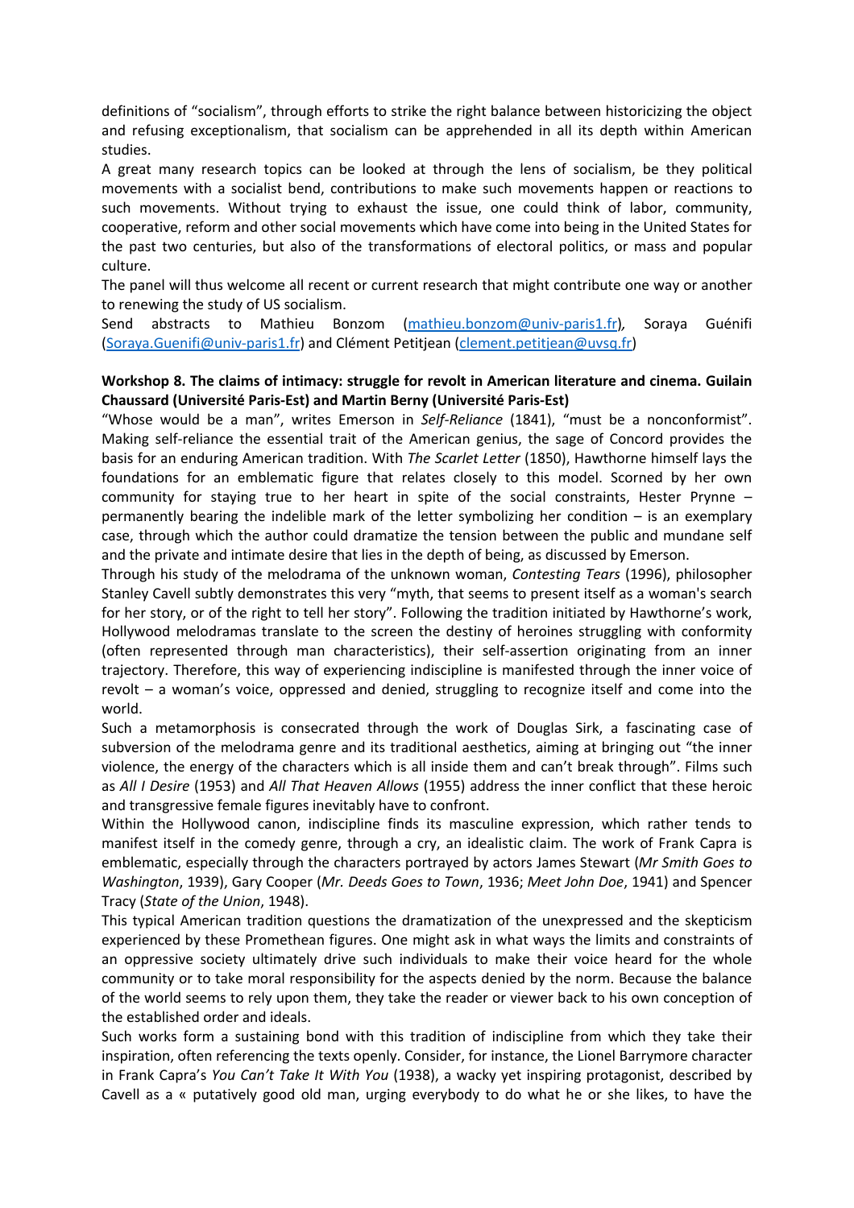definitions of "socialism", through efforts to strike the right balance between historicizing the object and refusing exceptionalism, that socialism can be apprehended in all its depth within American studies.

A great many research topics can be looked at through the lens of socialism, be they political movements with a socialist bend, contributions to make such movements happen or reactions to such movements. Without trying to exhaust the issue, one could think of labor, community, cooperative, reform and other social movements which have come into being in the United States for the past two centuries, but also of the transformations of electoral politics, or mass and popular culture.

The panel will thus welcome all recent or current research that might contribute one way or another to renewing the study of US socialism.

Send abstracts to Mathieu Bonzom (mathieu.bonzom@univ-paris1.fr), Soraya Guénifi (Soraya.Guenifi@univ-paris1.fr) and Clément Petitjean (clement.petitjean@uvsq.fr)

**Workshop 8. The claims of intimacy: struggle for revolt in American literature and cinema. Guilain Chaussard (Université Paris-Est) and Martin Berny (Université Paris-Est)**

"Whose would be a man", writes Emerson in *Self-Reliance* (1841), "must be a nonconformist". Making self-reliance the essential trait of the American genius, the sage of Concord provides the basis for an enduring American tradition. With *The Scarlet Letter* (1850), Hawthorne himself lays the foundations for an emblematic figure that relates closely to this model. Scorned by her own community for staying true to her heart in spite of the social constraints, Hester Prynne – permanently bearing the indelible mark of the letter symbolizing her condition – is an exemplary case, through which the author could dramatize the tension between the public and mundane self and the private and intimate desire that lies in the depth of being, as discussed by Emerson.

Through his study of the melodrama of the unknown woman, *Contesting Tears* (1996), philosopher Stanley Cavell subtly demonstrates this very "myth, that seems to present itself as a woman's search for her story, or of the right to tell her story". Following the tradition initiated by Hawthorne's work, Hollywood melodramas translate to the screen the destiny of heroines struggling with conformity (often represented through man characteristics), their self-assertion originating from an inner trajectory. Therefore, this way of experiencing indiscipline is manifested through the inner voice of revolt – a woman's voice, oppressed and denied, struggling to recognize itself and come into the world.

Such a metamorphosis is consecrated through the work of Douglas Sirk, a fascinating case of subversion of the melodrama genre and its traditional aesthetics, aiming at bringing out "the inner violence, the energy of the characters which is all inside them and can't break through". Films such as *All I Desire* (1953) and *All That Heaven Allows* (1955) address the inner conflict that these heroic and transgressive female figures inevitably have to confront.

Within the Hollywood canon, indiscipline finds its masculine expression, which rather tends to manifest itself in the comedy genre, through a cry, an idealistic claim. The work of Frank Capra is emblematic, especially through the characters portrayed by actors James Stewart (*Mr Smith Goes to Washington*, 1939), Gary Cooper (*Mr. Deeds Goes to Town*, 1936; *Meet John Doe*, 1941) and Spencer Tracy (*State of the Union*, 1948).

This typical American tradition questions the dramatization of the unexpressed and the skepticism experienced by these Promethean figures. One might ask in what ways the limits and constraints of an oppressive society ultimately drive such individuals to make their voice heard for the whole community or to take moral responsibility for the aspects denied by the norm. Because the balance of the world seems to rely upon them, they take the reader or viewer back to his own conception of the established order and ideals.

Such works form a sustaining bond with this tradition of indiscipline from which they take their inspiration, often referencing the texts openly. Consider, for instance, the Lionel Barrymore character in Frank Capra's *You Can't Take It With You* (1938), a wacky yet inspiring protagonist, described by Cavell as a « putatively good old man, urging everybody to do what he or she likes, to have the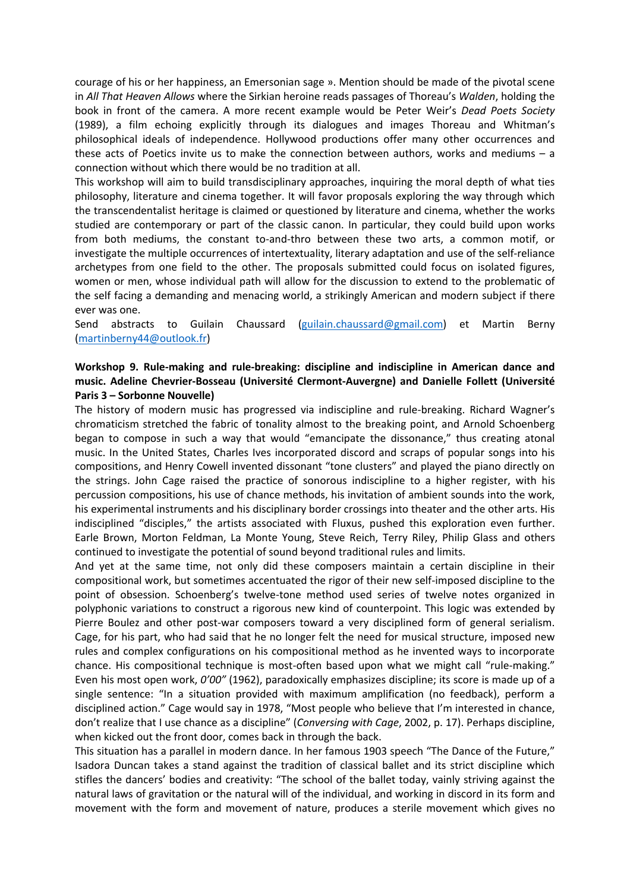courage of his or her happiness, an Emersonian sage ». Mention should be made of the pivotal scene in *All That Heaven Allows* where the Sirkian heroine reads passages of Thoreau's *Walden*, holding the book in front of the camera. A more recent example would be Peter Weir's *Dead Poets Society* (1989), a film echoing explicitly through its dialogues and images Thoreau and Whitman's philosophical ideals of independence. Hollywood productions offer many other occurrences and these acts of Poetics invite us to make the connection between authors, works and mediums – a connection without which there would be no tradition at all.

This workshop will aim to build transdisciplinary approaches, inquiring the moral depth of what ties philosophy, literature and cinema together. It will favor proposals exploring the way through which the transcendentalist heritage is claimed or questioned by literature and cinema, whether the works studied are contemporary or part of the classic canon. In particular, they could build upon works from both mediums, the constant to-and-thro between these two arts, a common motif, or investigate the multiple occurrences of intertextuality, literary adaptation and use of the self-reliance archetypes from one field to the other. The proposals submitted could focus on isolated figures, women or men, whose individual path will allow for the discussion to extend to the problematic of the self facing a demanding and menacing world, a strikingly American and modern subject if there ever was one.

Send abstracts to Guilain Chaussard (guilain.chaussard@gmail.com) et Martin Berny (martinberny44@outlook.fr)

**Workshop 9. Rule-making and rule-breaking: discipline and indiscipline in American dance and music. Adeline Chevrier-Bosseau (Université Clermont-Auvergne) and Danielle Follett (Université Paris 3 – Sorbonne Nouvelle)**

The history of modern music has progressed via indiscipline and rule-breaking. Richard Wagner's chromaticism stretched the fabric of tonality almost to the breaking point, and Arnold Schoenberg began to compose in such a way that would "emancipate the dissonance," thus creating atonal music. In the United States, Charles Ives incorporated discord and scraps of popular songs into his compositions, and Henry Cowell invented dissonant "tone clusters" and played the piano directly on the strings. John Cage raised the practice of sonorous indiscipline to a higher register, with his percussion compositions, his use of chance methods, his invitation of ambient sounds into the work, his experimental instruments and his disciplinary border crossings into theater and the other arts. His indisciplined "disciples," the artists associated with Fluxus, pushed this exploration even further. Earle Brown, Morton Feldman, La Monte Young, Steve Reich, Terry Riley, Philip Glass and others continued to investigate the potential of sound beyond traditional rules and limits.

And yet at the same time, not only did these composers maintain a certain discipline in their compositional work, but sometimes accentuated the rigor of their new self-imposed discipline to the point of obsession. Schoenberg's twelve-tone method used series of twelve notes organized in polyphonic variations to construct a rigorous new kind of counterpoint. This logic was extended by Pierre Boulez and other post-war composers toward a very disciplined form of general serialism. Cage, for his part, who had said that he no longer felt the need for musical structure, imposed new rules and complex configurations on his compositional method as he invented ways to incorporate chance. His compositional technique is most-often based upon what we might call "rule-making." Even his most open work, *0'00"* (1962), paradoxically emphasizes discipline; its score is made up of a single sentence: "In a situation provided with maximum amplification (no feedback), perform a disciplined action." Cage would say in 1978, "Most people who believe that I'm interested in chance, don't realize that I use chance as a discipline" (*Conversing with Cage*, 2002, p. 17). Perhaps discipline, when kicked out the front door, comes back in through the back.

This situation has a parallel in modern dance. In her famous 1903 speech "The Dance of the Future," Isadora Duncan takes a stand against the tradition of classical ballet and its strict discipline which stifles the dancers' bodies and creativity: "The school of the ballet today, vainly striving against the natural laws of gravitation or the natural will of the individual, and working in discord in its form and movement with the form and movement of nature, produces a sterile movement which gives no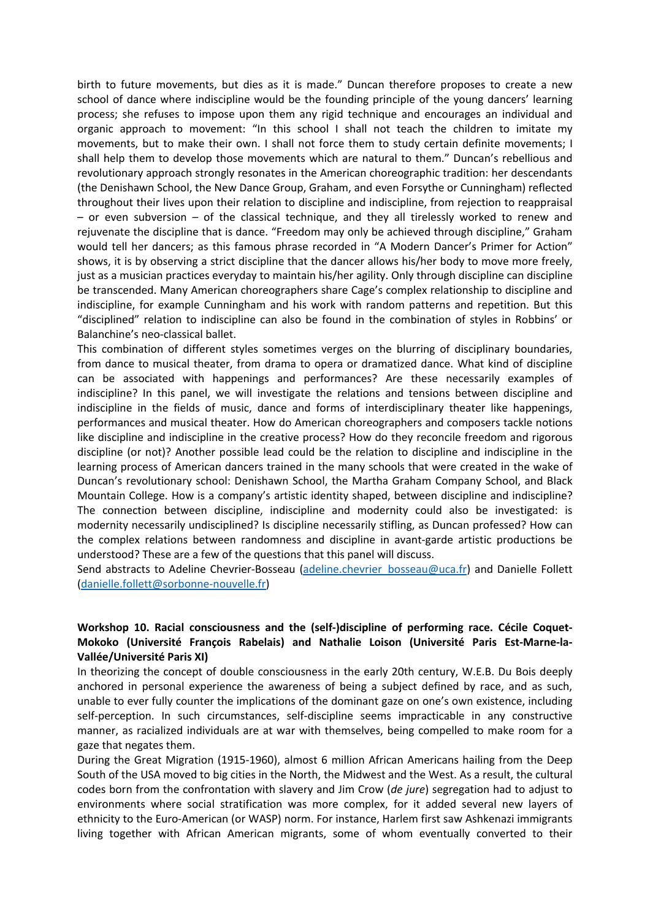birth to future movements, but dies as it is made." Duncan therefore proposes to create a new school of dance where indiscipline would be the founding principle of the young dancers' learning process; she refuses to impose upon them any rigid technique and encourages an individual and organic approach to movement: "In this school I shall not teach the children to imitate my movements, but to make their own. I shall not force them to study certain definite movements; I shall help them to develop those movements which are natural to them." Duncan's rebellious and revolutionary approach strongly resonates in the American choreographic tradition: her descendants (the Denishawn School, the New Dance Group, Graham, and even Forsythe or Cunningham) reflected throughout their lives upon their relation to discipline and indiscipline, from rejection to reappraisal – or even subversion – of the classical technique, and they all tirelessly worked to renew and rejuvenate the discipline that is dance. "Freedom may only be achieved through discipline," Graham would tell her dancers; as this famous phrase recorded in "A Modern Dancer's Primer for Action" shows, it is by observing a strict discipline that the dancer allows his/her body to move more freely, just as a musician practices everyday to maintain his/her agility. Only through discipline can discipline be transcended. Many American choreographers share Cage's complex relationship to discipline and indiscipline, for example Cunningham and his work with random patterns and repetition. But this "disciplined" relation to indiscipline can also be found in the combination of styles in Robbins' or Balanchine's neo-classical ballet.

This combination of different styles sometimes verges on the blurring of disciplinary boundaries, from dance to musical theater, from drama to opera or dramatized dance. What kind of discipline can be associated with happenings and performances? Are these necessarily examples of indiscipline? In this panel, we will investigate the relations and tensions between discipline and indiscipline in the fields of music, dance and forms of interdisciplinary theater like happenings, performances and musical theater. How do American choreographers and composers tackle notions like discipline and indiscipline in the creative process? How do they reconcile freedom and rigorous discipline (or not)? Another possible lead could be the relation to discipline and indiscipline in the learning process of American dancers trained in the many schools that were created in the wake of Duncan's revolutionary school: Denishawn School, the Martha Graham Company School, and Black Mountain College. How is a company's artistic identity shaped, between discipline and indiscipline? The connection between discipline, indiscipline and modernity could also be investigated: is modernity necessarily undisciplined? Is discipline necessarily stifling, as Duncan professed? How can the complex relations between randomness and discipline in avant-garde artistic productions be understood? These are a few of the questions that this panel will discuss.

Send abstracts to Adeline Chevrier-Bosseau (adeline.chevrier_bosseau@uca.fr) and Danielle Follett (danielle.follett@sorbonne-nouvelle.fr)

**Workshop 10. Racial consciousness and the (self-)discipline of performing race. Cécile Coquet-Mokoko (Université François Rabelais) and Nathalie Loison (Université Paris Est-Marne-la-Vallée/Université Paris XI)**

In theorizing the concept of double consciousness in the early 20th century, W.E.B. Du Bois deeply anchored in personal experience the awareness of being a subject defined by race, and as such, unable to ever fully counter the implications of the dominant gaze on one's own existence, including self-perception. In such circumstances, self-discipline seems impracticable in any constructive manner, as racialized individuals are at war with themselves, being compelled to make room for a gaze that negates them.

During the Great Migration (1915-1960), almost 6 million African Americans hailing from the Deep South of the USA moved to big cities in the North, the Midwest and the West. As a result, the cultural codes born from the confrontation with slavery and Jim Crow (*de jure*) segregation had to adjust to environments where social stratification was more complex, for it added several new layers of ethnicity to the Euro-American (or WASP) norm. For instance, Harlem first saw Ashkenazi immigrants living together with African American migrants, some of whom eventually converted to their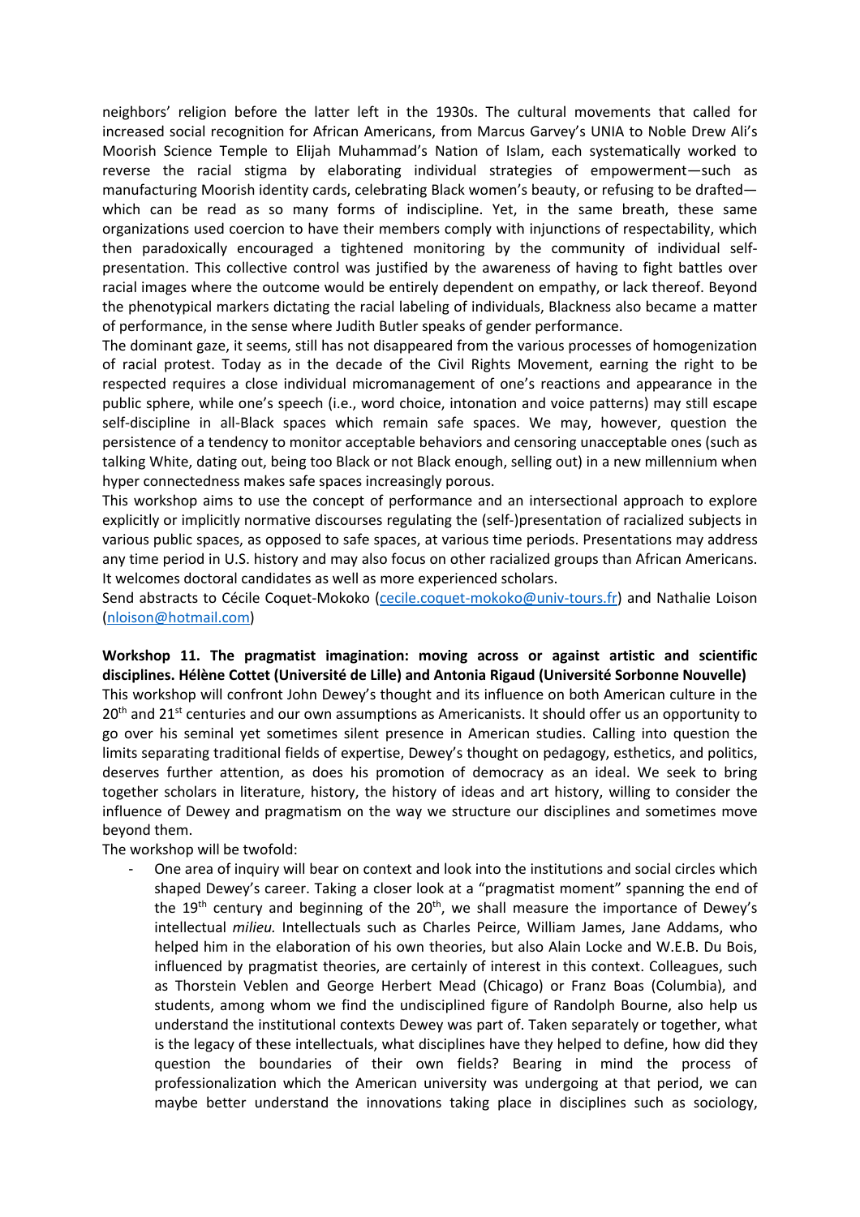neighbors' religion before the latter left in the 1930s. The cultural movements that called for increased social recognition for African Americans, from Marcus Garvey's UNIA to Noble Drew Ali's Moorish Science Temple to Elijah Muhammad's Nation of Islam, each systematically worked to reverse the racial stigma by elaborating individual strategies of empowerment—such as manufacturing Moorish identity cards, celebrating Black women's beauty, or refusing to be drafted—which can be read as so many forms of indiscipline. Yet, in the same breath, these same organizations used coercion to have their members comply with injunctions of respectability, which then paradoxically encouraged a tightened monitoring by the community of individual self-presentation. This collective control was justified by the awareness of having to fight battles over racial images where the outcome would be entirely dependent on empathy, or lack thereof. Beyond the phenotypical markers dictating the racial labeling of individuals, Blackness also became a matter of performance, in the sense where Judith Butler speaks of gender performance.

The dominant gaze, it seems, still has not disappeared from the various processes of homogenization of racial protest. Today as in the decade of the Civil Rights Movement, earning the right to be respected requires a close individual micromanagement of one's reactions and appearance in the public sphere, while one's speech (i.e., word choice, intonation and voice patterns) may still escape self-discipline in all-Black spaces which remain safe spaces. We may, however, question the persistence of a tendency to monitor acceptable behaviors and censoring unacceptable ones (such as talking White, dating out, being too Black or not Black enough, selling out) in a new millennium when hyper connectedness makes safe spaces increasingly porous.

This workshop aims to use the concept of performance and an intersectional approach to explore explicitly or implicitly normative discourses regulating the (self-)presentation of racialized subjects in various public spaces, as opposed to safe spaces, at various time periods. Presentations may address any time period in U.S. history and may also focus on other racialized groups than African Americans. It welcomes doctoral candidates as well as more experienced scholars.

Send abstracts to Cécile Coquet-Mokoko (cecile.coquet-mokoko@univ-tours.fr) and Nathalie Loison (nloison@hotmail.com)

**Workshop 11. The pragmatist imagination: moving across or against artistic and scientific disciplines. Hélène Cottet (Université de Lille) and Antonia Rigaud (Université Sorbonne Nouvelle)**

This workshop will confront John Dewey's thought and its influence on both American culture in the 20th and 21st centuries and our own assumptions as Americanists. It should offer us an opportunity to go over his seminal yet sometimes silent presence in American studies. Calling into question the limits separating traditional fields of expertise, Dewey's thought on pedagogy, esthetics, and politics, deserves further attention, as does his promotion of democracy as an ideal. We seek to bring together scholars in literature, history, the history of ideas and art history, willing to consider the influence of Dewey and pragmatism on the way we structure our disciplines and sometimes move beyond them.

The workshop will be twofold:

- One area of inquiry will bear on context and look into the institutions and social circles which shaped Dewey's career. Taking a closer look at a "pragmatist moment" spanning the end of the 19th century and beginning of the 20th, we shall measure the importance of Dewey's intellectual *milieu.* Intellectuals such as Charles Peirce, William James, Jane Addams, who helped him in the elaboration of his own theories, but also Alain Locke and W.E.B. Du Bois, influenced by pragmatist theories, are certainly of interest in this context. Colleagues, such as Thorstein Veblen and George Herbert Mead (Chicago) or Franz Boas (Columbia), and students, among whom we find the undisciplined figure of Randolph Bourne, also help us understand the institutional contexts Dewey was part of. Taken separately or together, what is the legacy of these intellectuals, what disciplines have they helped to define, how did they question the boundaries of their own fields? Bearing in mind the process of professionalization which the American university was undergoing at that period, we can maybe better understand the innovations taking place in disciplines such as sociology,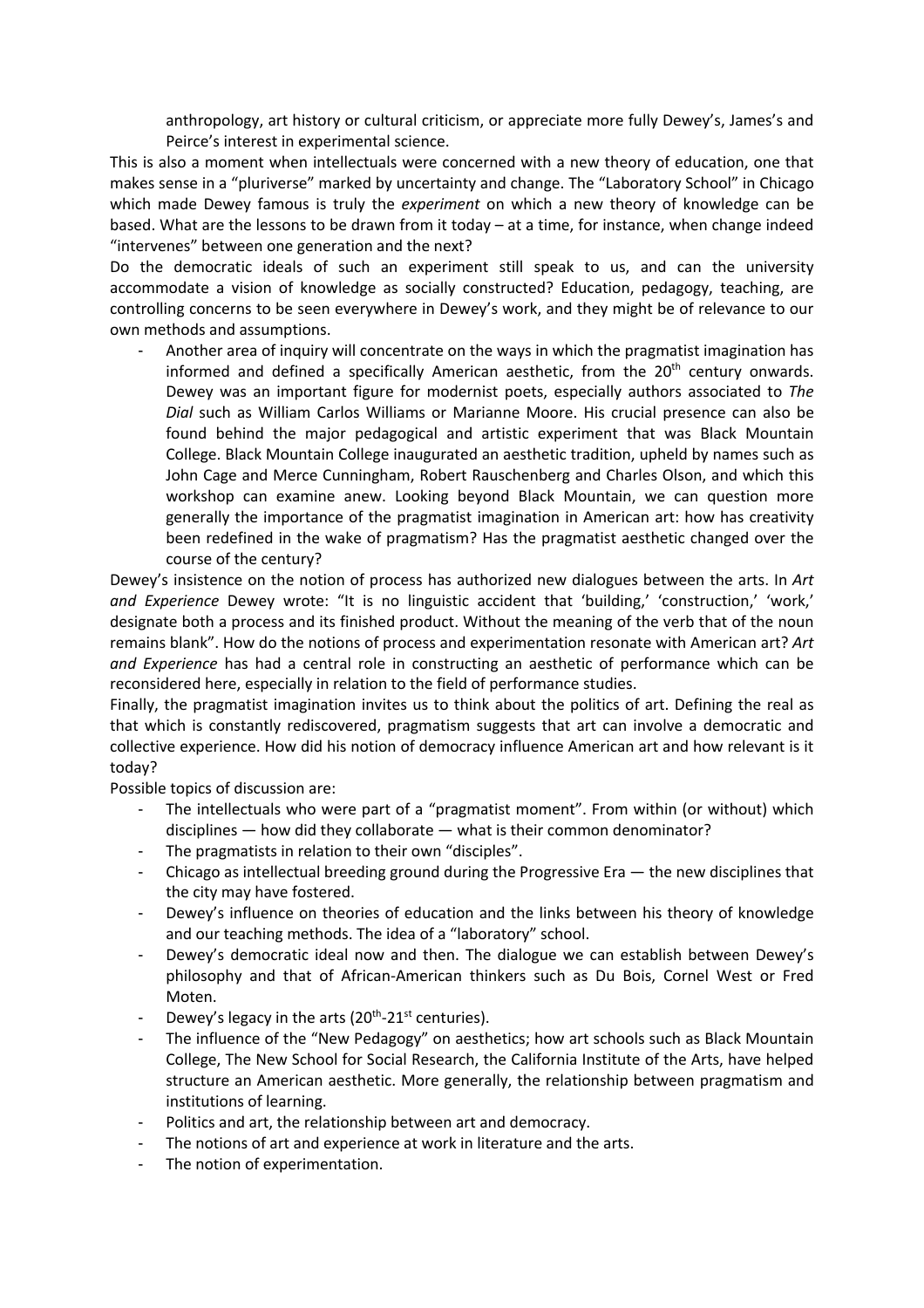anthropology, art history or cultural criticism, or appreciate more fully Dewey's, James's and Peirce's interest in experimental science.

This is also a moment when intellectuals were concerned with a new theory of education, one that makes sense in a "pluriverse" marked by uncertainty and change. The "Laboratory School" in Chicago which made Dewey famous is truly the *experiment* on which a new theory of knowledge can be based. What are the lessons to be drawn from it today – at a time, for instance, when change indeed "intervenes" between one generation and the next?

Do the democratic ideals of such an experiment still speak to us, and can the university accommodate a vision of knowledge as socially constructed? Education, pedagogy, teaching, are controlling concerns to be seen everywhere in Dewey's work, and they might be of relevance to our own methods and assumptions.

- Another area of inquiry will concentrate on the ways in which the pragmatist imagination has informed and defined a specifically American aesthetic, from the 20th century onwards. Dewey was an important figure for modernist poets, especially authors associated to *The Dial* such as William Carlos Williams or Marianne Moore. His crucial presence can also be found behind the major pedagogical and artistic experiment that was Black Mountain College. Black Mountain College inaugurated an aesthetic tradition, upheld by names such as John Cage and Merce Cunningham, Robert Rauschenberg and Charles Olson, and which this workshop can examine anew. Looking beyond Black Mountain, we can question more generally the importance of the pragmatist imagination in American art: how has creativity been redefined in the wake of pragmatism? Has the pragmatist aesthetic changed over the course of the century?

Dewey's insistence on the notion of process has authorized new dialogues between the arts. In *Art and Experience* Dewey wrote: "It is no linguistic accident that 'building,' 'construction,' 'work,' designate both a process and its finished product. Without the meaning of the verb that of the noun remains blank". How do the notions of process and experimentation resonate with American art? *Art and Experience* has had a central role in constructing an aesthetic of performance which can be reconsidered here, especially in relation to the field of performance studies.

Finally, the pragmatist imagination invites us to think about the politics of art. Defining the real as that which is constantly rediscovered, pragmatism suggests that art can involve a democratic and collective experience. How did his notion of democracy influence American art and how relevant is it today?

Possible topics of discussion are:

- The intellectuals who were part of a "pragmatist moment". From within (or without) which disciplines — how did they collaborate — what is their common denominator?
- The pragmatists in relation to their own "disciples".
- Chicago as intellectual breeding ground during the Progressive Era — the new disciplines that the city may have fostered.
- Dewey's influence on theories of education and the links between his theory of knowledge and our teaching methods. The idea of a "laboratory" school.
- Dewey's democratic ideal now and then. The dialogue we can establish between Dewey's philosophy and that of African-American thinkers such as Du Bois, Cornel West or Fred Moten.
- Dewey's legacy in the arts (20th-21st centuries).
- The influence of the "New Pedagogy" on aesthetics; how art schools such as Black Mountain College, The New School for Social Research, the California Institute of the Arts, have helped structure an American aesthetic. More generally, the relationship between pragmatism and institutions of learning.
- Politics and art, the relationship between art and democracy.
- The notions of art and experience at work in literature and the arts.
- The notion of experimentation.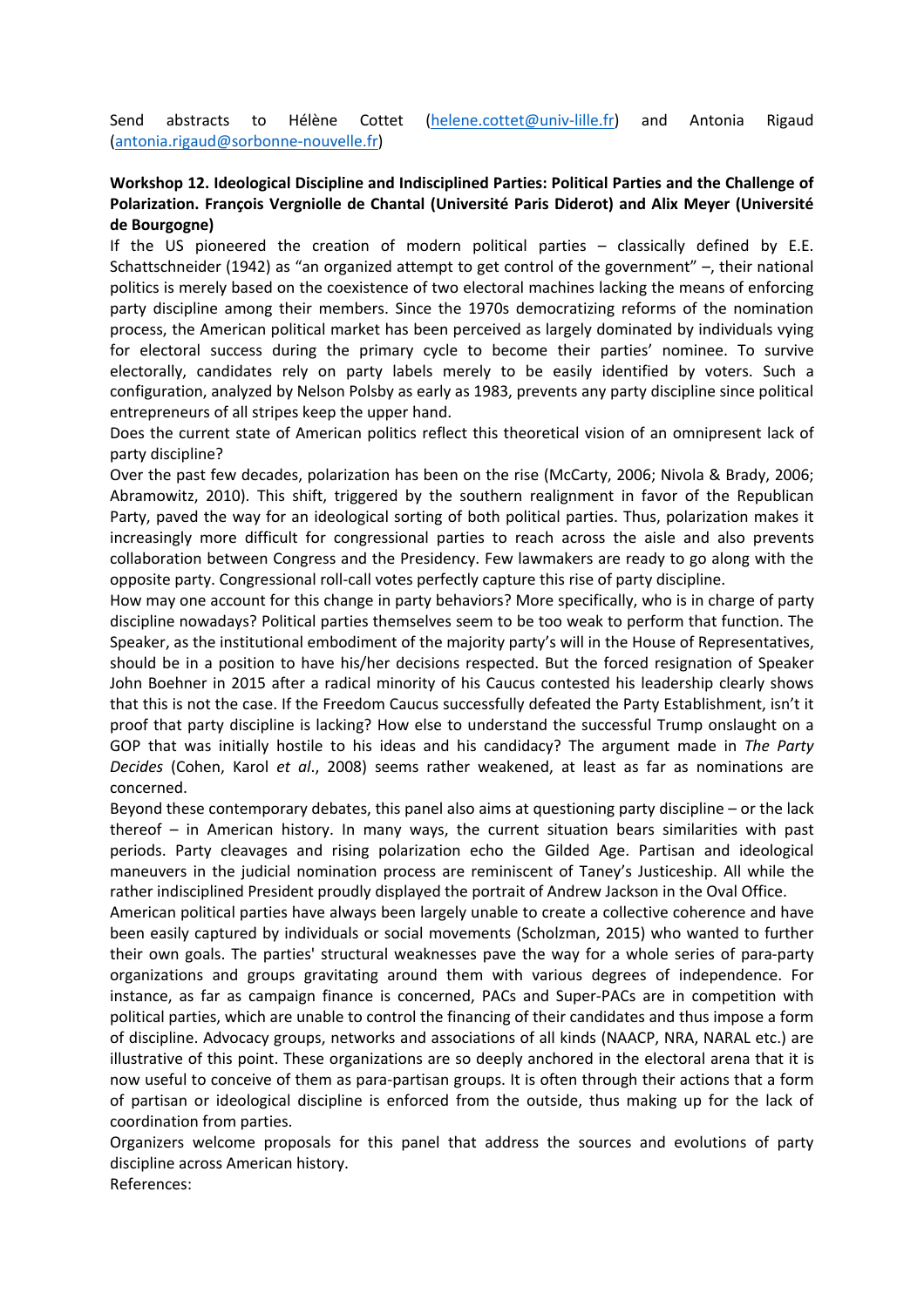Send abstracts to Hélène Cottet (helene.cottet@univ-lille.fr) and Antonia Rigaud (antonia.rigaud@sorbonne-nouvelle.fr)

**Workshop 12. Ideological Discipline and Indisciplined Parties: Political Parties and the Challenge of Polarization. François Vergniolle de Chantal (Université Paris Diderot) and Alix Meyer (Université de Bourgogne)**

If the US pioneered the creation of modern political parties – classically defined by E.E. Schattschneider (1942) as "an organized attempt to get control of the government" –, their national politics is merely based on the coexistence of two electoral machines lacking the means of enforcing party discipline among their members. Since the 1970s democratizing reforms of the nomination process, the American political market has been perceived as largely dominated by individuals vying for electoral success during the primary cycle to become their parties' nominee. To survive electorally, candidates rely on party labels merely to be easily identified by voters. Such a configuration, analyzed by Nelson Polsby as early as 1983, prevents any party discipline since political entrepreneurs of all stripes keep the upper hand.

Does the current state of American politics reflect this theoretical vision of an omnipresent lack of party discipline?

Over the past few decades, polarization has been on the rise (McCarty, 2006; Nivola & Brady, 2006; Abramowitz, 2010). This shift, triggered by the southern realignment in favor of the Republican Party, paved the way for an ideological sorting of both political parties. Thus, polarization makes it increasingly more difficult for congressional parties to reach across the aisle and also prevents collaboration between Congress and the Presidency. Few lawmakers are ready to go along with the opposite party. Congressional roll-call votes perfectly capture this rise of party discipline.

How may one account for this change in party behaviors? More specifically, who is in charge of party discipline nowadays? Political parties themselves seem to be too weak to perform that function. The Speaker, as the institutional embodiment of the majority party's will in the House of Representatives, should be in a position to have his/her decisions respected. But the forced resignation of Speaker John Boehner in 2015 after a radical minority of his Caucus contested his leadership clearly shows that this is not the case. If the Freedom Caucus successfully defeated the Party Establishment, isn't it proof that party discipline is lacking? How else to understand the successful Trump onslaught on a GOP that was initially hostile to his ideas and his candidacy? The argument made in *The Party Decides* (Cohen, Karol *et al*., 2008) seems rather weakened, at least as far as nominations are concerned.

Beyond these contemporary debates, this panel also aims at questioning party discipline – or the lack thereof – in American history. In many ways, the current situation bears similarities with past periods. Party cleavages and rising polarization echo the Gilded Age. Partisan and ideological maneuvers in the judicial nomination process are reminiscent of Taney's Justiceship. All while the rather indisciplined President proudly displayed the portrait of Andrew Jackson in the Oval Office.

American political parties have always been largely unable to create a collective coherence and have been easily captured by individuals or social movements (Scholzman, 2015) who wanted to further their own goals. The parties' structural weaknesses pave the way for a whole series of para-party organizations and groups gravitating around them with various degrees of independence. For instance, as far as campaign finance is concerned, PACs and Super-PACs are in competition with political parties, which are unable to control the financing of their candidates and thus impose a form of discipline. Advocacy groups, networks and associations of all kinds (NAACP, NRA, NARAL etc.) are illustrative of this point. These organizations are so deeply anchored in the electoral arena that it is now useful to conceive of them as para-partisan groups. It is often through their actions that a form of partisan or ideological discipline is enforced from the outside, thus making up for the lack of coordination from parties.

Organizers welcome proposals for this panel that address the sources and evolutions of party discipline across American history.

References: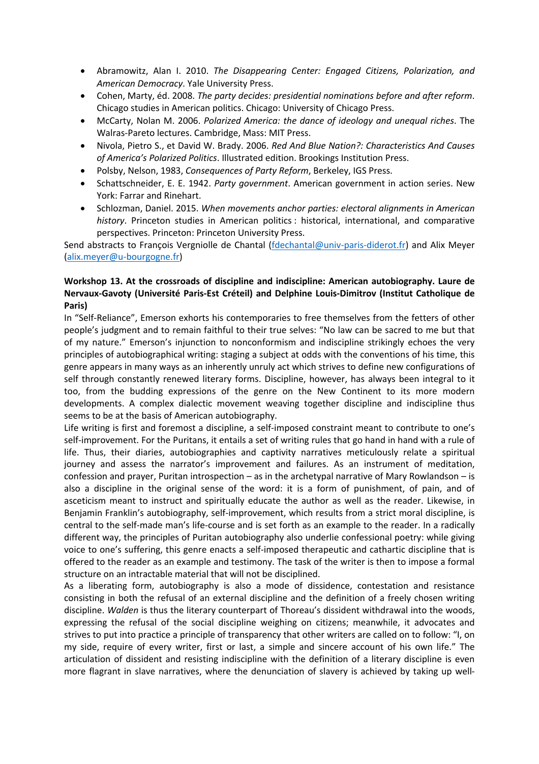- Abramowitz, Alan I. 2010. *The Disappearing Center: Engaged Citizens, Polarization, and American Democracy*. Yale University Press.
- Cohen, Marty, éd. 2008. *The party decides: presidential nominations before and after reform*. Chicago studies in American politics. Chicago: University of Chicago Press.
- McCarty, Nolan M. 2006. *Polarized America: the dance of ideology and unequal riches*. The Walras-Pareto lectures. Cambridge, Mass: MIT Press.
- Nivola, Pietro S., et David W. Brady. 2006. *Red And Blue Nation?: Characteristics And Causes of America's Polarized Politics*. Illustrated edition. Brookings Institution Press.
- Polsby, Nelson, 1983, *Consequences of Party Reform*, Berkeley, IGS Press.
- Schattschneider, E. E. 1942. *Party government*. American government in action series. New York: Farrar and Rinehart.
- Schlozman, Daniel. 2015. *When movements anchor parties: electoral alignments in American history*. Princeton studies in American politics : historical, international, and comparative perspectives. Princeton: Princeton University Press.

Send abstracts to François Vergniolle de Chantal (fdechantal@univ-paris-diderot.fr) and Alix Meyer (alix.meyer@u-bourgogne.fr)

**Workshop 13. At the crossroads of discipline and indiscipline: American autobiography. Laure de Nervaux-Gavoty (Université Paris-Est Créteil) and Delphine Louis-Dimitrov (Institut Catholique de Paris)**

In "Self-Reliance", Emerson exhorts his contemporaries to free themselves from the fetters of other people's judgment and to remain faithful to their true selves: "No law can be sacred to me but that of my nature." Emerson's injunction to nonconformism and indiscipline strikingly echoes the very principles of autobiographical writing: staging a subject at odds with the conventions of his time, this genre appears in many ways as an inherently unruly act which strives to define new configurations of self through constantly renewed literary forms. Discipline, however, has always been integral to it too, from the budding expressions of the genre on the New Continent to its more modern developments. A complex dialectic movement weaving together discipline and indiscipline thus seems to be at the basis of American autobiography.

Life writing is first and foremost a discipline, a self-imposed constraint meant to contribute to one's self-improvement. For the Puritans, it entails a set of writing rules that go hand in hand with a rule of life. Thus, their diaries, autobiographies and captivity narratives meticulously relate a spiritual journey and assess the narrator's improvement and failures. As an instrument of meditation, confession and prayer, Puritan introspection – as in the archetypal narrative of Mary Rowlandson – is also a discipline in the original sense of the word: it is a form of punishment, of pain, and of asceticism meant to instruct and spiritually educate the author as well as the reader. Likewise, in Benjamin Franklin's autobiography, self-improvement, which results from a strict moral discipline, is central to the self-made man's life-course and is set forth as an example to the reader. In a radically different way, the principles of Puritan autobiography also underlie confessional poetry: while giving voice to one's suffering, this genre enacts a self-imposed therapeutic and cathartic discipline that is offered to the reader as an example and testimony. The task of the writer is then to impose a formal structure on an intractable material that will not be disciplined.

As a liberating form, autobiography is also a mode of dissidence, contestation and resistance consisting in both the refusal of an external discipline and the definition of a freely chosen writing discipline. *Walden* is thus the literary counterpart of Thoreau's dissident withdrawal into the woods, expressing the refusal of the social discipline weighing on citizens; meanwhile, it advocates and strives to put into practice a principle of transparency that other writers are called on to follow: "I, on my side, require of every writer, first or last, a simple and sincere account of his own life." The articulation of dissident and resisting indiscipline with the definition of a literary discipline is even more flagrant in slave narratives, where the denunciation of slavery is achieved by taking up well-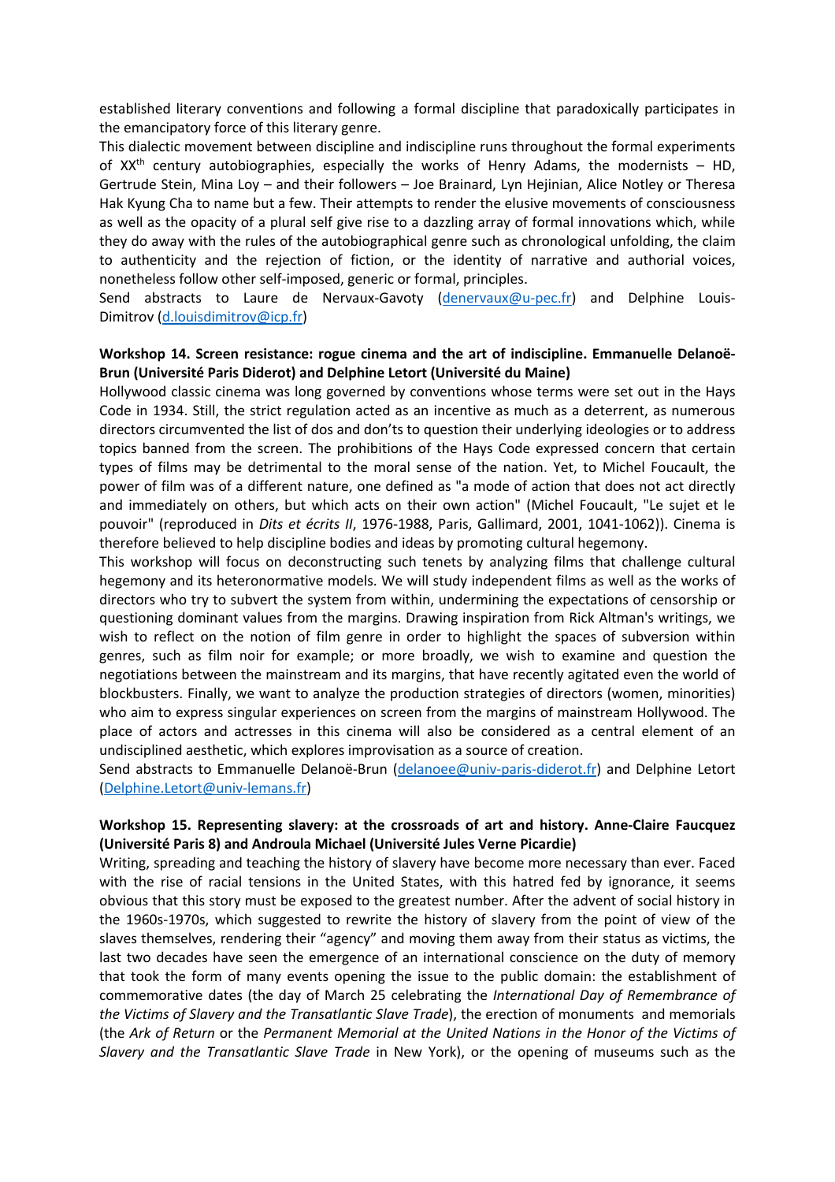established literary conventions and following a formal discipline that paradoxically participates in the emancipatory force of this literary genre.

This dialectic movement between discipline and indiscipline runs throughout the formal experiments of XX[th] century autobiographies, especially the works of Henry Adams, the modernists – HD, Gertrude Stein, Mina Loy – and their followers – Joe Brainard, Lyn Hejinian, Alice Notley or Theresa Hak Kyung Cha to name but a few. Their attempts to render the elusive movements of consciousness as well as the opacity of a plural self give rise to a dazzling array of formal innovations which, while they do away with the rules of the autobiographical genre such as chronological unfolding, the claim to authenticity and the rejection of fiction, or the identity of narrative and authorial voices, nonetheless follow other self-imposed, generic or formal, principles.

Send abstracts to Laure de Nervaux-Gavoty (denervaux@u-pec.fr) and Delphine Louis-Dimitrov (d.louisdimitrov@icp.fr)

**Workshop 14. Screen resistance: rogue cinema and the art of indiscipline. Emmanuelle Delanoë-Brun (Université Paris Diderot) and Delphine Letort (Université du Maine)**

Hollywood classic cinema was long governed by conventions whose terms were set out in the Hays Code in 1934. Still, the strict regulation acted as an incentive as much as a deterrent, as numerous directors circumvented the list of dos and don'ts to question their underlying ideologies or to address topics banned from the screen. The prohibitions of the Hays Code expressed concern that certain types of films may be detrimental to the moral sense of the nation. Yet, to Michel Foucault, the power of film was of a different nature, one defined as "a mode of action that does not act directly and immediately on others, but which acts on their own action" (Michel Foucault, "Le sujet et le pouvoir" (reproduced in *Dits et écrits II*, 1976-1988, Paris, Gallimard, 2001, 1041-1062)). Cinema is therefore believed to help discipline bodies and ideas by promoting cultural hegemony.

This workshop will focus on deconstructing such tenets by analyzing films that challenge cultural hegemony and its heteronormative models. We will study independent films as well as the works of directors who try to subvert the system from within, undermining the expectations of censorship or questioning dominant values from the margins. Drawing inspiration from Rick Altman's writings, we wish to reflect on the notion of film genre in order to highlight the spaces of subversion within genres, such as film noir for example; or more broadly, we wish to examine and question the negotiations between the mainstream and its margins, that have recently agitated even the world of blockbusters. Finally, we want to analyze the production strategies of directors (women, minorities) who aim to express singular experiences on screen from the margins of mainstream Hollywood. The place of actors and actresses in this cinema will also be considered as a central element of an undisciplined aesthetic, which explores improvisation as a source of creation.

Send abstracts to Emmanuelle Delanoë-Brun (delanoee@univ-paris-diderot.fr) and Delphine Letort (Delphine.Letort@univ-lemans.fr)

**Workshop 15. Representing slavery: at the crossroads of art and history. Anne-Claire Faucquez (Université Paris 8) and Androula Michael (Université Jules Verne Picardie)**

Writing, spreading and teaching the history of slavery have become more necessary than ever. Faced with the rise of racial tensions in the United States, with this hatred fed by ignorance, it seems obvious that this story must be exposed to the greatest number. After the advent of social history in the 1960s-1970s, which suggested to rewrite the history of slavery from the point of view of the slaves themselves, rendering their "agency" and moving them away from their status as victims, the last two decades have seen the emergence of an international conscience on the duty of memory that took the form of many events opening the issue to the public domain: the establishment of commemorative dates (the day of March 25 celebrating the *International Day of Remembrance of the Victims of Slavery and the Transatlantic Slave Trade*), the erection of monuments and memorials (the *Ark of Return* or the *Permanent Memorial at the United Nations in the Honor of the Victims of Slavery and the Transatlantic Slave Trade* in New York), or the opening of museums such as the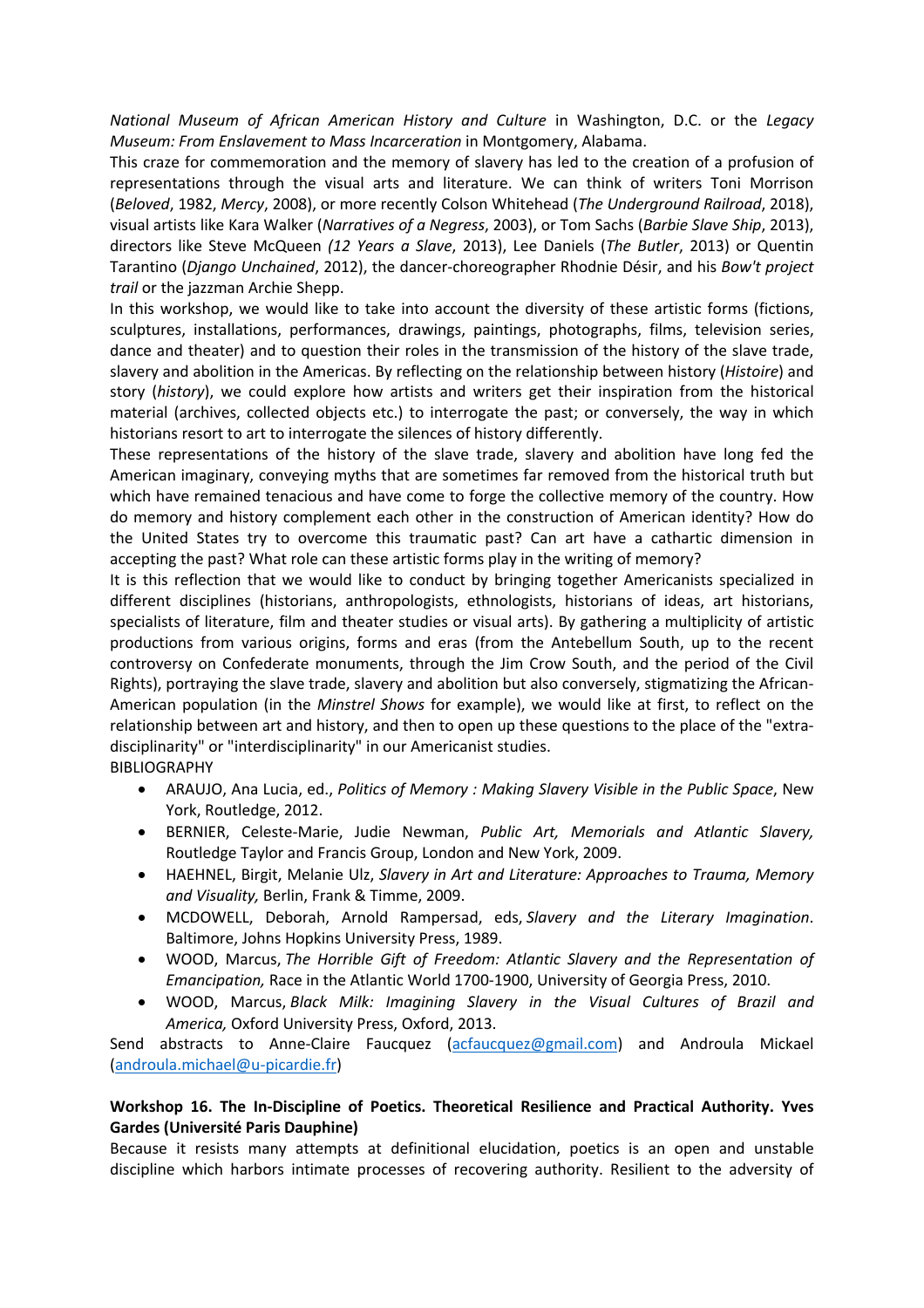*National Museum of African American History and Culture* in Washington, D.C. or the *Legacy Museum: From Enslavement to Mass Incarceration* in Montgomery, Alabama.

This craze for commemoration and the memory of slavery has led to the creation of a profusion of representations through the visual arts and literature. We can think of writers Toni Morrison (*Beloved*, 1982, *Mercy*, 2008), or more recently Colson Whitehead (*The Underground Railroad*, 2018), visual artists like Kara Walker (*Narratives of a Negress*, 2003), or Tom Sachs (*Barbie Slave Ship*, 2013), directors like Steve McQueen *(12 Years a Slave*, 2013), Lee Daniels (*The Butler*, 2013) or Quentin Tarantino (*Django Unchained*, 2012), the dancer-choreographer Rhodnie Désir, and his *Bow't project trail* or the jazzman Archie Shepp.

In this workshop, we would like to take into account the diversity of these artistic forms (fictions, sculptures, installations, performances, drawings, paintings, photographs, films, television series, dance and theater) and to question their roles in the transmission of the history of the slave trade, slavery and abolition in the Americas. By reflecting on the relationship between history (*Histoire*) and story (*history*), we could explore how artists and writers get their inspiration from the historical material (archives, collected objects etc.) to interrogate the past; or conversely, the way in which historians resort to art to interrogate the silences of history differently.

These representations of the history of the slave trade, slavery and abolition have long fed the American imaginary, conveying myths that are sometimes far removed from the historical truth but which have remained tenacious and have come to forge the collective memory of the country. How do memory and history complement each other in the construction of American identity? How do the United States try to overcome this traumatic past? Can art have a cathartic dimension in accepting the past? What role can these artistic forms play in the writing of memory?

It is this reflection that we would like to conduct by bringing together Americanists specialized in different disciplines (historians, anthropologists, ethnologists, historians of ideas, art historians, specialists of literature, film and theater studies or visual arts). By gathering a multiplicity of artistic productions from various origins, forms and eras (from the Antebellum South, up to the recent controversy on Confederate monuments, through the Jim Crow South, and the period of the Civil Rights), portraying the slave trade, slavery and abolition but also conversely, stigmatizing the African-American population (in the *Minstrel Shows* for example), we would like at first, to reflect on the relationship between art and history, and then to open up these questions to the place of the "extra-disciplinarity" or "interdisciplinarity" in our Americanist studies.

BIBLIOGRAPHY

- ARAUJO, Ana Lucia, ed., *Politics of Memory : Making Slavery Visible in the Public Space*, New York, Routledge, 2012.
- BERNIER, Celeste-Marie, Judie Newman, *Public Art, Memorials and Atlantic Slavery,* Routledge Taylor and Francis Group, London and New York, 2009.
- HAEHNEL, Birgit, Melanie Ulz, *Slavery in Art and Literature: Approaches to Trauma, Memory and Visuality,* Berlin, Frank & Timme, 2009.
- MCDOWELL, Deborah, Arnold Rampersad, eds, *Slavery and the Literary Imagination*. Baltimore, Johns Hopkins University Press, 1989.
- WOOD, Marcus, *The Horrible Gift of Freedom: Atlantic Slavery and the Representation of Emancipation,* Race in the Atlantic World 1700-1900, University of Georgia Press, 2010.
- WOOD, Marcus, *Black Milk: Imagining Slavery in the Visual Cultures of Brazil and America,* Oxford University Press, Oxford, 2013.

Send abstracts to Anne-Claire Faucquez (acfaucquez@gmail.com) and Androula Mickael (androula.michael@u-picardie.fr)

**Workshop 16. The In-Discipline of Poetics. Theoretical Resilience and Practical Authority. Yves Gardes (Université Paris Dauphine)**

Because it resists many attempts at definitional elucidation, poetics is an open and unstable discipline which harbors intimate processes of recovering authority. Resilient to the adversity of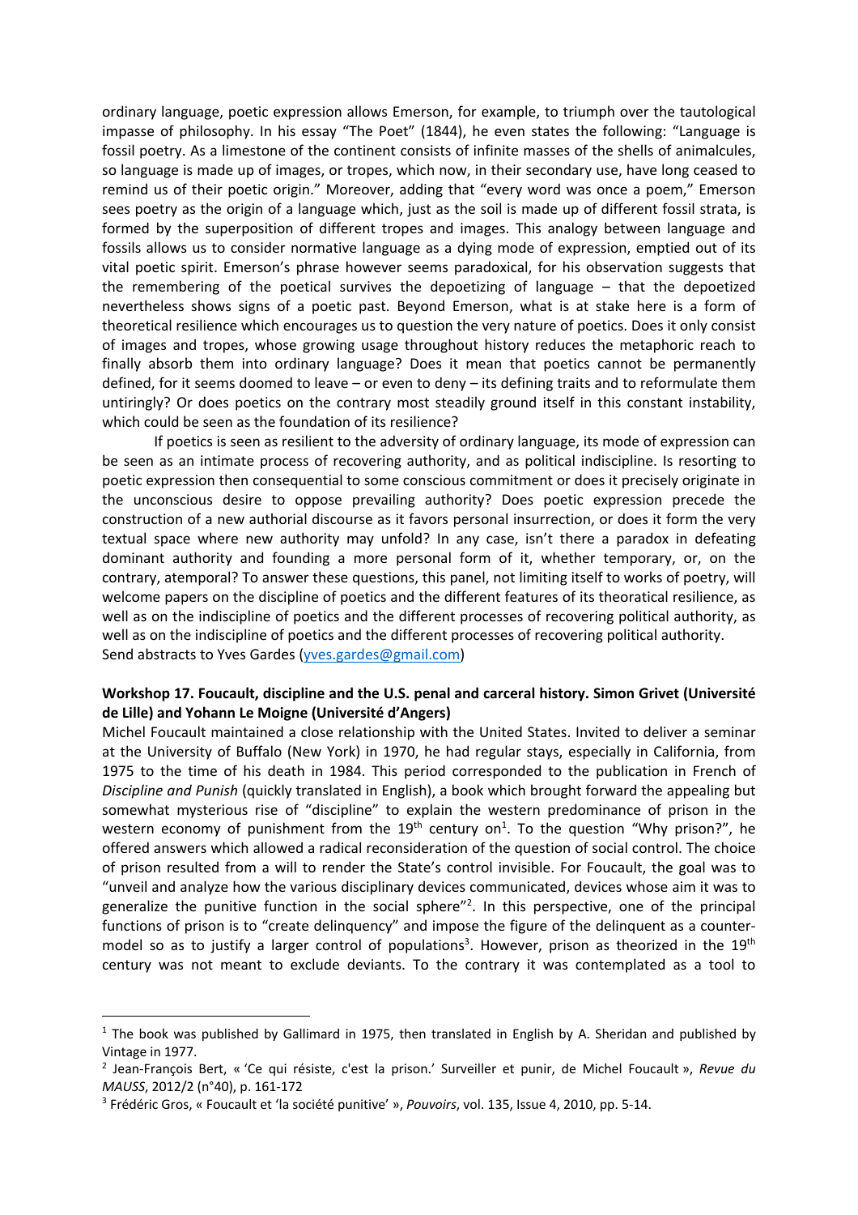ordinary language, poetic expression allows Emerson, for example, to triumph over the tautological impasse of philosophy. In his essay "The Poet" (1844), he even states the following: "Language is fossil poetry. As a limestone of the continent consists of infinite masses of the shells of animalcules, so language is made up of images, or tropes, which now, in their secondary use, have long ceased to remind us of their poetic origin." Moreover, adding that "every word was once a poem," Emerson sees poetry as the origin of a language which, just as the soil is made up of different fossil strata, is formed by the superposition of different tropes and images. This analogy between language and fossils allows us to consider normative language as a dying mode of expression, emptied out of its vital poetic spirit. Emerson's phrase however seems paradoxical, for his observation suggests that the remembering of the poetical survives the depoetizing of language – that the depoetized nevertheless shows signs of a poetic past. Beyond Emerson, what is at stake here is a form of theoretical resilience which encourages us to question the very nature of poetics. Does it only consist of images and tropes, whose growing usage throughout history reduces the metaphoric reach to finally absorb them into ordinary language? Does it mean that poetics cannot be permanently defined, for it seems doomed to leave – or even to deny – its defining traits and to reformulate them untiringly? Or does poetics on the contrary most steadily ground itself in this constant instability, which could be seen as the foundation of its resilience?

If poetics is seen as resilient to the adversity of ordinary language, its mode of expression can be seen as an intimate process of recovering authority, and as political indiscipline. Is resorting to poetic expression then consequential to some conscious commitment or does it precisely originate in the unconscious desire to oppose prevailing authority? Does poetic expression precede the construction of a new authorial discourse as it favors personal insurrection, or does it form the very textual space where new authority may unfold? In any case, isn't there a paradox in defeating dominant authority and founding a more personal form of it, whether temporary, or, on the contrary, atemporal? To answer these questions, this panel, not limiting itself to works of poetry, will welcome papers on the discipline of poetics and the different features of its theoratical resilience, as well as on the indiscipline of poetics and the different processes of recovering political authority, as well as on the indiscipline of poetics and the different processes of recovering political authority.
Send abstracts to Yves Gardes (yves.gardes@gmail.com)

**Workshop 17. Foucault, discipline and the U.S. penal and carceral history. Simon Grivet (Université de Lille) and Yohann Le Moigne (Université d'Angers)**

Michel Foucault maintained a close relationship with the United States. Invited to deliver a seminar at the University of Buffalo (New York) in 1970, he had regular stays, especially in California, from 1975 to the time of his death in 1984. This period corresponded to the publication in French of *Discipline and Punish* (quickly translated in English), a book which brought forward the appealing but somewhat mysterious rise of "discipline" to explain the western predominance of prison in the western economy of punishment from the 19th century on[1]. To the question "Why prison?", he offered answers which allowed a radical reconsideration of the question of social control. The choice of prison resulted from a will to render the State's control invisible. For Foucault, the goal was to "unveil and analyze how the various disciplinary devices communicated, devices whose aim it was to generalize the punitive function in the social sphere"[2]. In this perspective, one of the principal functions of prison is to "create delinquency" and impose the figure of the delinquent as a counter-model so as to justify a larger control of populations[3]. However, prison as theorized in the 19th century was not meant to exclude deviants. To the contrary it was contemplated as a tool to

---

[1] The book was published by Gallimard in 1975, then translated in English by A. Sheridan and published by Vintage in 1977.

[2] Jean-François Bert, « 'Ce qui résiste, c'est la prison.' Surveiller et punir, de Michel Foucault », *Revue du MAUSS*, 2012/2 (n°40), p. 161-172

[3] Frédéric Gros, « Foucault et 'la société punitive' », *Pouvoirs*, vol. 135, Issue 4, 2010, pp. 5-14.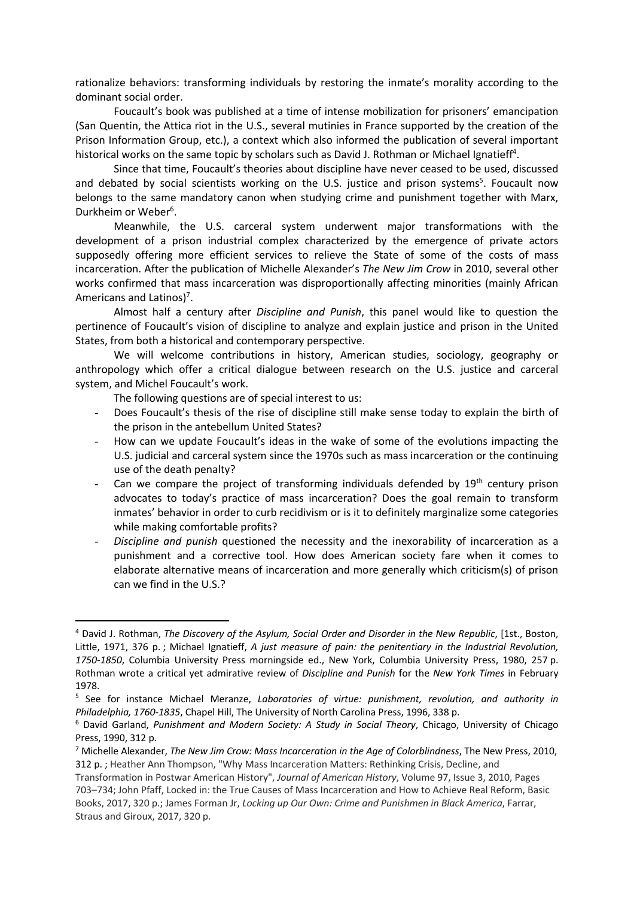rationalize behaviors: transforming individuals by restoring the inmate's morality according to the dominant social order.

Foucault's book was published at a time of intense mobilization for prisoners' emancipation (San Quentin, the Attica riot in the U.S., several mutinies in France supported by the creation of the Prison Information Group, etc.), a context which also informed the publication of several important historical works on the same topic by scholars such as David J. Rothman or Michael Ignatieff[4].

Since that time, Foucault's theories about discipline have never ceased to be used, discussed and debated by social scientists working on the U.S. justice and prison systems[5]. Foucault now belongs to the same mandatory canon when studying crime and punishment together with Marx, Durkheim or Weber[6].

Meanwhile, the U.S. carceral system underwent major transformations with the development of a prison industrial complex characterized by the emergence of private actors supposedly offering more efficient services to relieve the State of some of the costs of mass incarceration. After the publication of Michelle Alexander's *The New Jim Crow* in 2010, several other works confirmed that mass incarceration was disproportionally affecting minorities (mainly African Americans and Latinos)[7].

Almost half a century after *Discipline and Punish*, this panel would like to question the pertinence of Foucault's vision of discipline to analyze and explain justice and prison in the United States, from both a historical and contemporary perspective.

We will welcome contributions in history, American studies, sociology, geography or anthropology which offer a critical dialogue between research on the U.S. justice and carceral system, and Michel Foucault's work.

The following questions are of special interest to us:

- Does Foucault's thesis of the rise of discipline still make sense today to explain the birth of the prison in the antebellum United States?
- How can we update Foucault's ideas in the wake of some of the evolutions impacting the U.S. judicial and carceral system since the 1970s such as mass incarceration or the continuing use of the death penalty?
- Can we compare the project of transforming individuals defended by 19th century prison advocates to today's practice of mass incarceration? Does the goal remain to transform inmates' behavior in order to curb recidivism or is it to definitely marginalize some categories while making comfortable profits?
- *Discipline and punish* questioned the necessity and the inexorability of incarceration as a punishment and a corrective tool. How does American society fare when it comes to elaborate alternative means of incarceration and more generally which criticism(s) of prison can we find in the U.S.?

---

[4] David J. Rothman, *The Discovery of the Asylum, Social Order and Disorder in the New Republic*, [1st., Boston, Little, 1971, 376 p. ; Michael Ignatieff, *A just measure of pain: the penitentiary in the Industrial Revolution, 1750-1850*, Columbia University Press morningside ed., New York, Columbia University Press, 1980, 257 p. Rothman wrote a critical yet admirative review of *Discipline and Punish* for the *New York Times* in February 1978.

[5] See for instance Michael Meranze, *Laboratories of virtue: punishment, revolution, and authority in Philadelphia, 1760-1835*, Chapel Hill, The University of North Carolina Press, 1996, 338 p.

[6] David Garland, *Punishment and Modern Society: A Study in Social Theory*, Chicago, University of Chicago Press, 1990, 312 p.

[7] Michelle Alexander, *The New Jim Crow: Mass Incarceration in the Age of Colorblindness*, The New Press, 2010, 312 p. ; Heather Ann Thompson, "Why Mass Incarceration Matters: Rethinking Crisis, Decline, and Transformation in Postwar American History", *Journal of American History*, Volume 97, Issue 3, 2010, Pages 703–734; John Pfaff, Locked in: the True Causes of Mass Incarceration and How to Achieve Real Reform, Basic Books, 2017, 320 p.; James Forman Jr, *Locking up Our Own: Crime and Punishmen in Black America*, Farrar, Straus and Giroux, 2017, 320 p.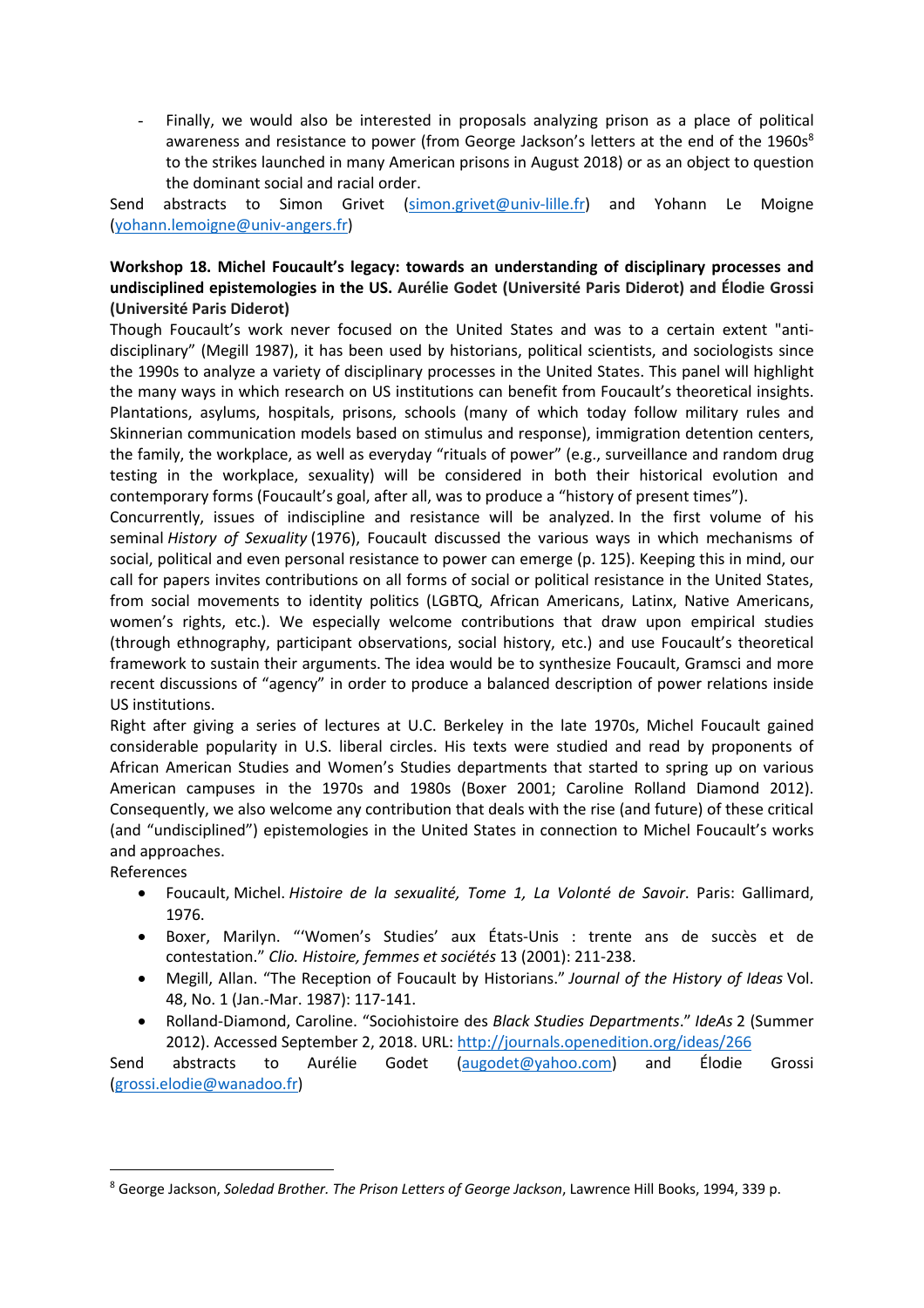- Finally, we would also be interested in proposals analyzing prison as a place of political awareness and resistance to power (from George Jackson's letters at the end of the 1960s[8] to the strikes launched in many American prisons in August 2018) or as an object to question the dominant social and racial order.

Send abstracts to Simon Grivet (simon.grivet@univ-lille.fr) and Yohann Le Moigne (yohann.lemoigne@univ-angers.fr)

**Workshop 18. Michel Foucault's legacy: towards an understanding of disciplinary processes and undisciplined epistemologies in the US. Aurélie Godet (Université Paris Diderot) and Élodie Grossi (Université Paris Diderot)**

Though Foucault's work never focused on the United States and was to a certain extent "anti-disciplinary" (Megill 1987), it has been used by historians, political scientists, and sociologists since the 1990s to analyze a variety of disciplinary processes in the United States. This panel will highlight the many ways in which research on US institutions can benefit from Foucault's theoretical insights. Plantations, asylums, hospitals, prisons, schools (many of which today follow military rules and Skinnerian communication models based on stimulus and response), immigration detention centers, the family, the workplace, as well as everyday "rituals of power" (e.g., surveillance and random drug testing in the workplace, sexuality) will be considered in both their historical evolution and contemporary forms (Foucault's goal, after all, was to produce a "history of present times").

Concurrently, issues of indiscipline and resistance will be analyzed. In the first volume of his seminal *History of Sexuality* (1976), Foucault discussed the various ways in which mechanisms of social, political and even personal resistance to power can emerge (p. 125). Keeping this in mind, our call for papers invites contributions on all forms of social or political resistance in the United States, from social movements to identity politics (LGBTQ, African Americans, Latinx, Native Americans, women's rights, etc.). We especially welcome contributions that draw upon empirical studies (through ethnography, participant observations, social history, etc.) and use Foucault's theoretical framework to sustain their arguments. The idea would be to synthesize Foucault, Gramsci and more recent discussions of "agency" in order to produce a balanced description of power relations inside US institutions.

Right after giving a series of lectures at U.C. Berkeley in the late 1970s, Michel Foucault gained considerable popularity in U.S. liberal circles. His texts were studied and read by proponents of African American Studies and Women's Studies departments that started to spring up on various American campuses in the 1970s and 1980s (Boxer 2001; Caroline Rolland Diamond 2012). Consequently, we also welcome any contribution that deals with the rise (and future) of these critical (and "undisciplined") epistemologies in the United States in connection to Michel Foucault's works and approaches.

References

- Foucault, Michel. *Histoire de la sexualité, Tome 1, La Volonté de Savoir*. Paris: Gallimard, 1976.
- Boxer, Marilyn. "'Women's Studies' aux États-Unis : trente ans de succès et de contestation." *Clio. Histoire, femmes et sociétés* 13 (2001): 211-238.
- Megill, Allan. "The Reception of Foucault by Historians." *Journal of the History of Ideas* Vol. 48, No. 1 (Jan.-Mar. 1987): 117-141.
- Rolland-Diamond, Caroline. "Sociohistoire des *Black Studies Departments*." *IdeAs* 2 (Summer 2012). Accessed September 2, 2018. URL: http://journals.openedition.org/ideas/266

Send abstracts to Aurélie Godet (augodet@yahoo.com) and Élodie Grossi (grossi.elodie@wanadoo.fr)

---

[8] George Jackson, *Soledad Brother. The Prison Letters of George Jackson*, Lawrence Hill Books, 1994, 339 p.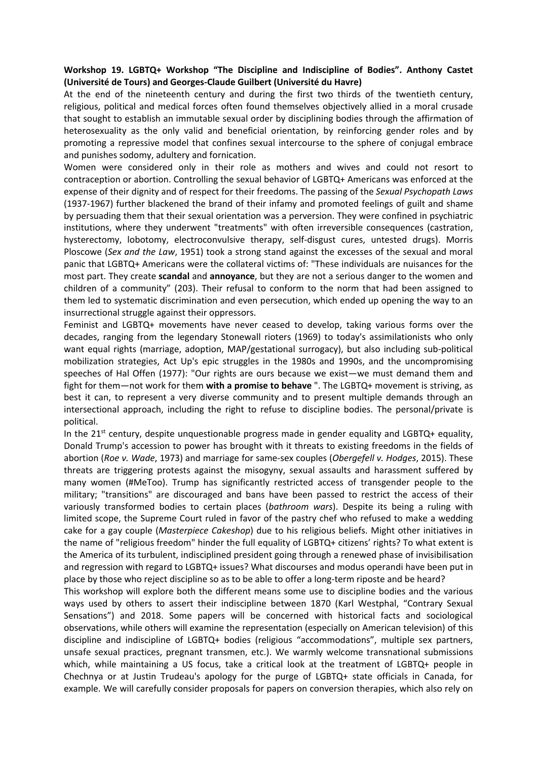**Workshop 19. LGBTQ+ Workshop "The Discipline and Indiscipline of Bodies". Anthony Castet (Université de Tours) and Georges-Claude Guilbert (Université du Havre)**

At the end of the nineteenth century and during the first two thirds of the twentieth century, religious, political and medical forces often found themselves objectively allied in a moral crusade that sought to establish an immutable sexual order by disciplining bodies through the affirmation of heterosexuality as the only valid and beneficial orientation, by reinforcing gender roles and by promoting a repressive model that confines sexual intercourse to the sphere of conjugal embrace and punishes sodomy, adultery and fornication.

Women were considered only in their role as mothers and wives and could not resort to contraception or abortion. Controlling the sexual behavior of LGBTQ+ Americans was enforced at the expense of their dignity and of respect for their freedoms. The passing of the *Sexual Psychopath Laws* (1937-1967) further blackened the brand of their infamy and promoted feelings of guilt and shame by persuading them that their sexual orientation was a perversion. They were confined in psychiatric institutions, where they underwent "treatments" with often irreversible consequences (castration, hysterectomy, lobotomy, electroconvulsive therapy, self-disgust cures, untested drugs). Morris Ploscowe (*Sex and the Law*, 1951) took a strong stand against the excesses of the sexual and moral panic that LGBTQ+ Americans were the collateral victims of: "These individuals are nuisances for the most part. They create **scandal** and **annoyance**, but they are not a serious danger to the women and children of a community" (203). Their refusal to conform to the norm that had been assigned to them led to systematic discrimination and even persecution, which ended up opening the way to an insurrectional struggle against their oppressors.

Feminist and LGBTQ+ movements have never ceased to develop, taking various forms over the decades, ranging from the legendary Stonewall rioters (1969) to today's assimilationists who only want equal rights (marriage, adoption, MAP/gestational surrogacy), but also including sub-political mobilization strategies, Act Up's epic struggles in the 1980s and 1990s, and the uncompromising speeches of Hal Offen (1977): "Our rights are ours because we exist—we must demand them and fight for them—not work for them **with a promise to behave** ". The LGBTQ+ movement is striving, as best it can, to represent a very diverse community and to present multiple demands through an intersectional approach, including the right to refuse to discipline bodies. The personal/private is political.

In the 21st century, despite unquestionable progress made in gender equality and LGBTQ+ equality, Donald Trump's accession to power has brought with it threats to existing freedoms in the fields of abortion (*Roe v. Wade*, 1973) and marriage for same-sex couples (*Obergefell v. Hodges*, 2015). These threats are triggering protests against the misogyny, sexual assaults and harassment suffered by many women (#MeToo). Trump has significantly restricted access of transgender people to the military; "transitions" are discouraged and bans have been passed to restrict the access of their variously transformed bodies to certain places (*bathroom wars*). Despite its being a ruling with limited scope, the Supreme Court ruled in favor of the pastry chef who refused to make a wedding cake for a gay couple (*Masterpiece Cakeshop*) due to his religious beliefs. Might other initiatives in the name of "religious freedom" hinder the full equality of LGBTQ+ citizens' rights? To what extent is the America of its turbulent, indisciplined president going through a renewed phase of invisibilisation and regression with regard to LGBTQ+ issues? What discourses and modus operandi have been put in place by those who reject discipline so as to be able to offer a long-term riposte and be heard?

This workshop will explore both the different means some use to discipline bodies and the various ways used by others to assert their indiscipline between 1870 (Karl Westphal, "Contrary Sexual Sensations") and 2018. Some papers will be concerned with historical facts and sociological observations, while others will examine the representation (especially on American television) of this discipline and indiscipline of LGBTQ+ bodies (religious "accommodations", multiple sex partners, unsafe sexual practices, pregnant transmen, etc.). We warmly welcome transnational submissions which, while maintaining a US focus, take a critical look at the treatment of LGBTQ+ people in Chechnya or at Justin Trudeau's apology for the purge of LGBTQ+ state officials in Canada, for example. We will carefully consider proposals for papers on conversion therapies, which also rely on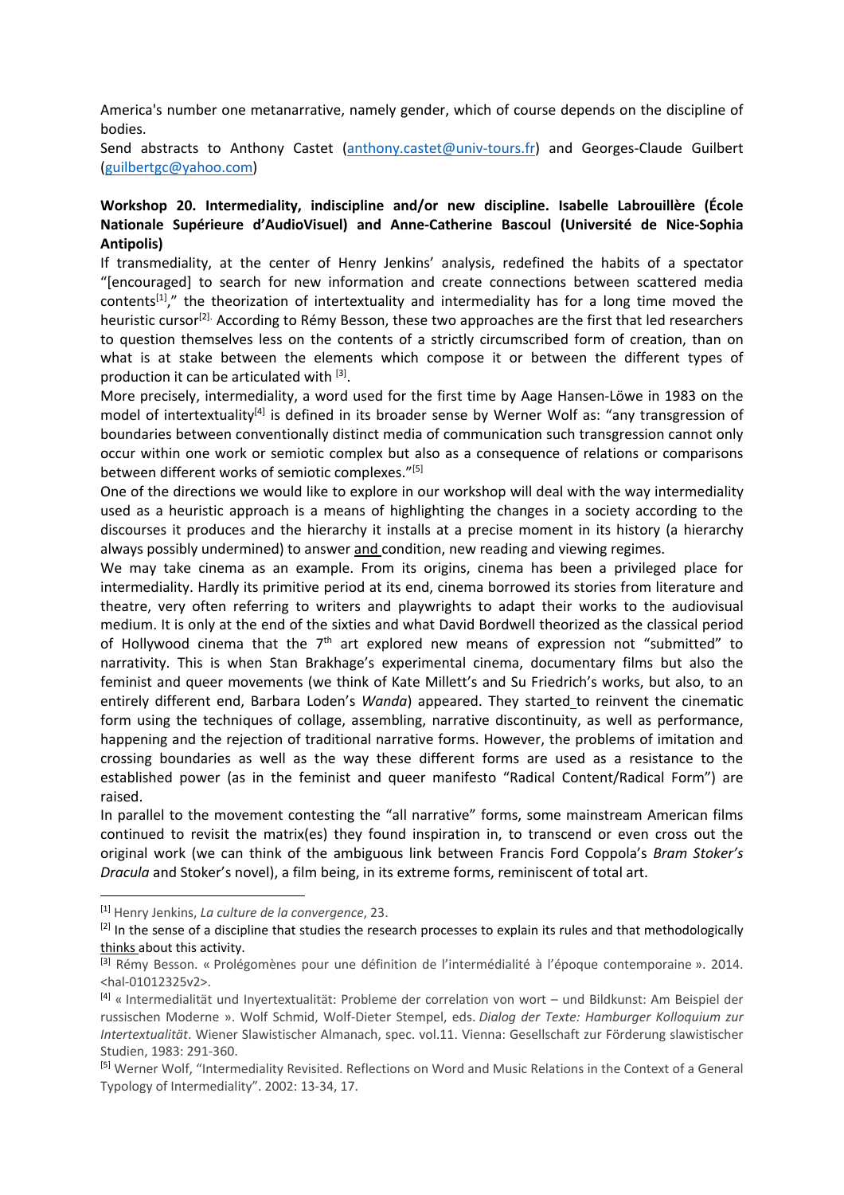America's number one metanarrative, namely gender, which of course depends on the discipline of bodies.

Send abstracts to Anthony Castet (anthony.castet@univ-tours.fr) and Georges-Claude Guilbert (guilbertgc@yahoo.com)

**Workshop 20. Intermediality, indiscipline and/or new discipline. Isabelle Labrouillère (École Nationale Supérieure d'AudioVisuel) and Anne-Catherine Bascoul (Université de Nice-Sophia Antipolis)**

If transmediality, at the center of Henry Jenkins' analysis, redefined the habits of a spectator "[encouraged] to search for new information and create connections between scattered media contents[1]," the theorization of intertextuality and intermediality has for a long time moved the heuristic cursor[2]. According to Rémy Besson, these two approaches are the first that led researchers to question themselves less on the contents of a strictly circumscribed form of creation, than on what is at stake between the elements which compose it or between the different types of production it can be articulated with [3].

More precisely, intermediality, a word used for the first time by Aage Hansen-Löwe in 1983 on the model of intertextuality[4] is defined in its broader sense by Werner Wolf as: "any transgression of boundaries between conventionally distinct media of communication such transgression cannot only occur within one work or semiotic complex but also as a consequence of relations or comparisons between different works of semiotic complexes."[5]

One of the directions we would like to explore in our workshop will deal with the way intermediality used as a heuristic approach is a means of highlighting the changes in a society according to the discourses it produces and the hierarchy it installs at a precise moment in its history (a hierarchy always possibly undermined) to answer and condition, new reading and viewing regimes.

We may take cinema as an example. From its origins, cinema has been a privileged place for intermediality. Hardly its primitive period at its end, cinema borrowed its stories from literature and theatre, very often referring to writers and playwrights to adapt their works to the audiovisual medium. It is only at the end of the sixties and what David Bordwell theorized as the classical period of Hollywood cinema that the 7th art explored new means of expression not "submitted" to narrativity. This is when Stan Brakhage's experimental cinema, documentary films but also the feminist and queer movements (we think of Kate Millett's and Su Friedrich's works, but also, to an entirely different end, Barbara Loden's *Wanda*) appeared. They started to reinvent the cinematic form using the techniques of collage, assembling, narrative discontinuity, as well as performance, happening and the rejection of traditional narrative forms. However, the problems of imitation and crossing boundaries as well as the way these different forms are used as a resistance to the established power (as in the feminist and queer manifesto "Radical Content/Radical Form") are raised.

In parallel to the movement contesting the "all narrative" forms, some mainstream American films continued to revisit the matrix(es) they found inspiration in, to transcend or even cross out the original work (we can think of the ambiguous link between Francis Ford Coppola's *Bram Stoker's Dracula* and Stoker's novel), a film being, in its extreme forms, reminiscent of total art.

---

[1] Henry Jenkins, *La culture de la convergence*, 23.

[2] In the sense of a discipline that studies the research processes to explain its rules and that methodologically thinks about this activity.

[3] Rémy Besson. « Prolégomènes pour une définition de l'intermédialité à l'époque contemporaine ». 2014. <hal-01012325v2>.

[4] « Intermedialität und Inyertextualität: Probleme der correlation von wort – und Bildkunst: Am Beispiel der russischen Moderne ». Wolf Schmid, Wolf-Dieter Stempel, eds. *Dialog der Texte: Hamburger Kolloquium zur Intertextualität*. Wiener Slawistischer Almanach, spec. vol.11. Vienna: Gesellschaft zur Förderung slawistischer Studien, 1983: 291-360.

[5] Werner Wolf, "Intermediality Revisited. Reflections on Word and Music Relations in the Context of a General Typology of Intermediality". 2002: 13-34, 17.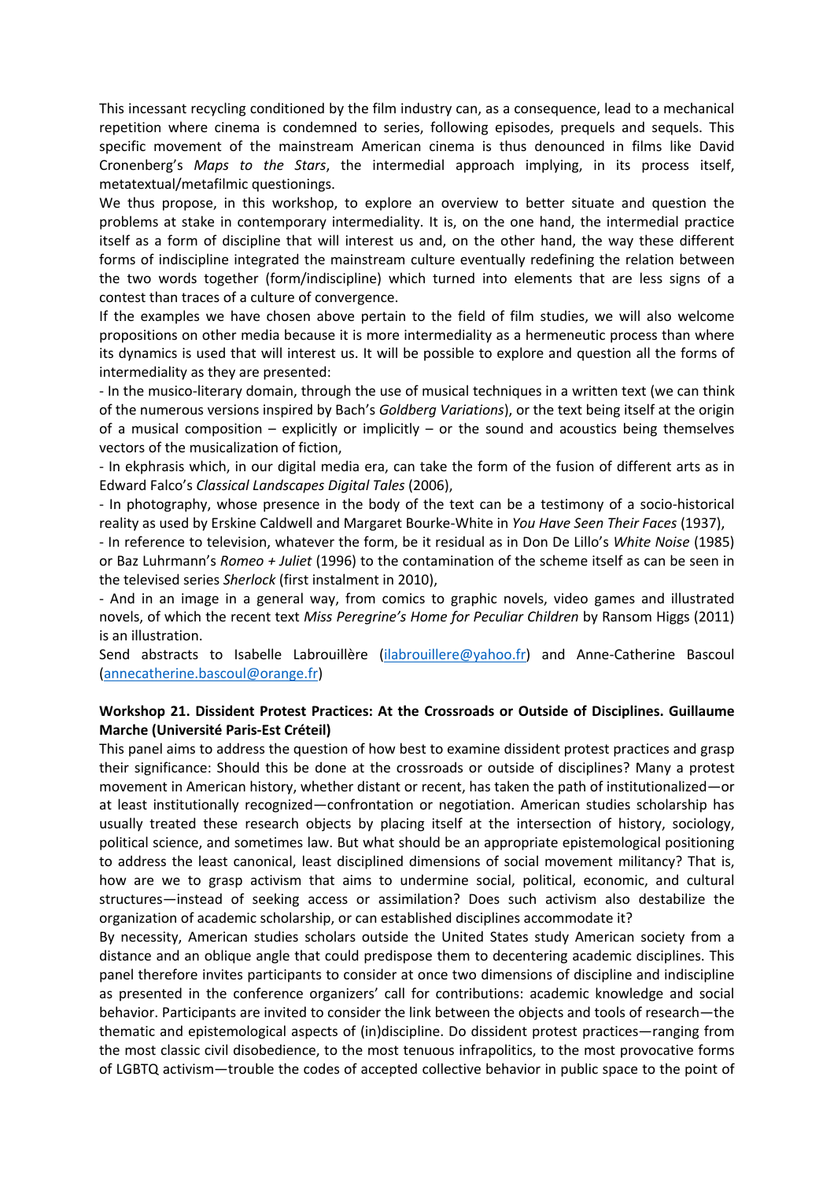This incessant recycling conditioned by the film industry can, as a consequence, lead to a mechanical repetition where cinema is condemned to series, following episodes, prequels and sequels. This specific movement of the mainstream American cinema is thus denounced in films like David Cronenberg's *Maps to the Stars*, the intermedial approach implying, in its process itself, metatextual/metafilmic questionings.

We thus propose, in this workshop, to explore an overview to better situate and question the problems at stake in contemporary intermediality. It is, on the one hand, the intermedial practice itself as a form of discipline that will interest us and, on the other hand, the way these different forms of indiscipline integrated the mainstream culture eventually redefining the relation between the two words together (form/indiscipline) which turned into elements that are less signs of a contest than traces of a culture of convergence.

If the examples we have chosen above pertain to the field of film studies, we will also welcome propositions on other media because it is more intermediality as a hermeneutic process than where its dynamics is used that will interest us. It will be possible to explore and question all the forms of intermediality as they are presented:

- In the musico-literary domain, through the use of musical techniques in a written text (we can think of the numerous versions inspired by Bach's *Goldberg Variations*), or the text being itself at the origin of a musical composition – explicitly or implicitly – or the sound and acoustics being themselves vectors of the musicalization of fiction,
- In ekphrasis which, in our digital media era, can take the form of the fusion of different arts as in Edward Falco's *Classical Landscapes Digital Tales* (2006),
- In photography, whose presence in the body of the text can be a testimony of a socio-historical reality as used by Erskine Caldwell and Margaret Bourke-White in *You Have Seen Their Faces* (1937),
- In reference to television, whatever the form, be it residual as in Don De Lillo's *White Noise* (1985) or Baz Luhrmann's *Romeo + Juliet* (1996) to the contamination of the scheme itself as can be seen in the televised series *Sherlock* (first instalment in 2010),
- And in an image in a general way, from comics to graphic novels, video games and illustrated novels, of which the recent text *Miss Peregrine's Home for Peculiar Children* by Ransom Higgs (2011) is an illustration.

Send abstracts to Isabelle Labrouillère (ilabrouillere@yahoo.fr) and Anne-Catherine Bascoul (annecatherine.bascoul@orange.fr)

**Workshop 21. Dissident Protest Practices: At the Crossroads or Outside of Disciplines. Guillaume Marche (Université Paris-Est Créteil)**

This panel aims to address the question of how best to examine dissident protest practices and grasp their significance: Should this be done at the crossroads or outside of disciplines? Many a protest movement in American history, whether distant or recent, has taken the path of institutionalized—or at least institutionally recognized—confrontation or negotiation. American studies scholarship has usually treated these research objects by placing itself at the intersection of history, sociology, political science, and sometimes law. But what should be an appropriate epistemological positioning to address the least canonical, least disciplined dimensions of social movement militancy? That is, how are we to grasp activism that aims to undermine social, political, economic, and cultural structures—instead of seeking access or assimilation? Does such activism also destabilize the organization of academic scholarship, or can established disciplines accommodate it?

By necessity, American studies scholars outside the United States study American society from a distance and an oblique angle that could predispose them to decentering academic disciplines. This panel therefore invites participants to consider at once two dimensions of discipline and indiscipline as presented in the conference organizers' call for contributions: academic knowledge and social behavior. Participants are invited to consider the link between the objects and tools of research—the thematic and epistemological aspects of (in)discipline. Do dissident protest practices—ranging from the most classic civil disobedience, to the most tenuous infrapolitics, to the most provocative forms of LGBTQ activism—trouble the codes of accepted collective behavior in public space to the point of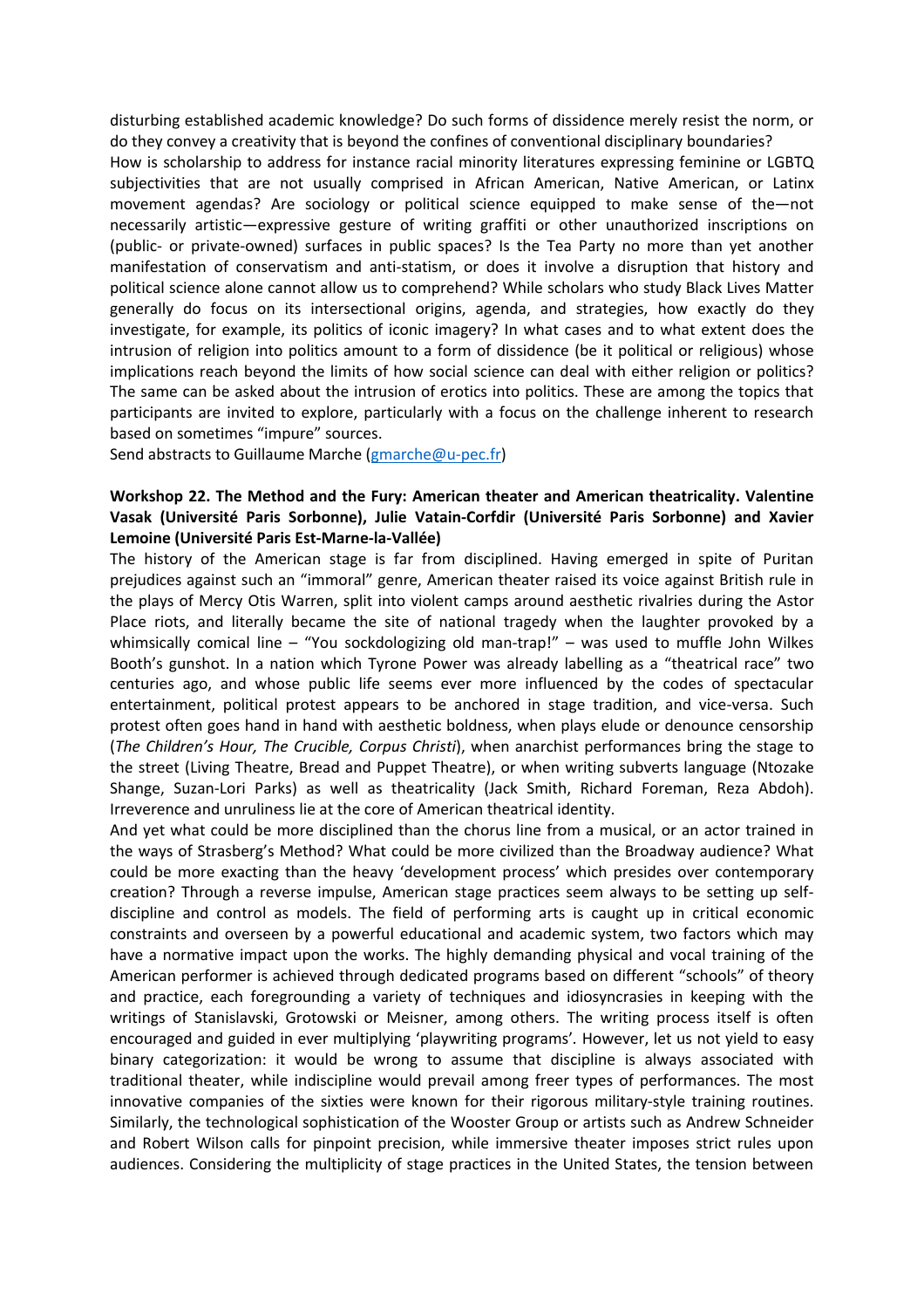disturbing established academic knowledge? Do such forms of dissidence merely resist the norm, or do they convey a creativity that is beyond the confines of conventional disciplinary boundaries?
How is scholarship to address for instance racial minority literatures expressing feminine or LGBTQ subjectivities that are not usually comprised in African American, Native American, or Latinx movement agendas? Are sociology or political science equipped to make sense of the—not necessarily artistic—expressive gesture of writing graffiti or other unauthorized inscriptions on (public- or private-owned) surfaces in public spaces? Is the Tea Party no more than yet another manifestation of conservatism and anti-statism, or does it involve a disruption that history and political science alone cannot allow us to comprehend? While scholars who study Black Lives Matter generally do focus on its intersectional origins, agenda, and strategies, how exactly do they investigate, for example, its politics of iconic imagery? In what cases and to what extent does the intrusion of religion into politics amount to a form of dissidence (be it political or religious) whose implications reach beyond the limits of how social science can deal with either religion or politics? The same can be asked about the intrusion of erotics into politics. These are among the topics that participants are invited to explore, particularly with a focus on the challenge inherent to research based on sometimes "impure" sources.
Send abstracts to Guillaume Marche (gmarche@u-pec.fr)

**Workshop 22. The Method and the Fury: American theater and American theatricality. Valentine Vasak (Université Paris Sorbonne), Julie Vatain-Corfdir (Université Paris Sorbonne) and Xavier Lemoine (Université Paris Est-Marne-la-Vallée)**

The history of the American stage is far from disciplined. Having emerged in spite of Puritan prejudices against such an "immoral" genre, American theater raised its voice against British rule in the plays of Mercy Otis Warren, split into violent camps around aesthetic rivalries during the Astor Place riots, and literally became the site of national tragedy when the laughter provoked by a whimsically comical line – "You sockdologizing old man-trap!" – was used to muffle John Wilkes Booth's gunshot. In a nation which Tyrone Power was already labelling as a "theatrical race" two centuries ago, and whose public life seems ever more influenced by the codes of spectacular entertainment, political protest appears to be anchored in stage tradition, and vice-versa. Such protest often goes hand in hand with aesthetic boldness, when plays elude or denounce censorship (*The Children's Hour, The Crucible, Corpus Christi*), when anarchist performances bring the stage to the street (Living Theatre, Bread and Puppet Theatre), or when writing subverts language (Ntozake Shange, Suzan-Lori Parks) as well as theatricality (Jack Smith, Richard Foreman, Reza Abdoh). Irreverence and unruliness lie at the core of American theatrical identity.

And yet what could be more disciplined than the chorus line from a musical, or an actor trained in the ways of Strasberg's Method? What could be more civilized than the Broadway audience? What could be more exacting than the heavy 'development process' which presides over contemporary creation? Through a reverse impulse, American stage practices seem always to be setting up self-discipline and control as models. The field of performing arts is caught up in critical economic constraints and overseen by a powerful educational and academic system, two factors which may have a normative impact upon the works. The highly demanding physical and vocal training of the American performer is achieved through dedicated programs based on different "schools" of theory and practice, each foregrounding a variety of techniques and idiosyncrasies in keeping with the writings of Stanislavski, Grotowski or Meisner, among others. The writing process itself is often encouraged and guided in ever multiplying 'playwriting programs'. However, let us not yield to easy binary categorization: it would be wrong to assume that discipline is always associated with traditional theater, while indiscipline would prevail among freer types of performances. The most innovative companies of the sixties were known for their rigorous military-style training routines. Similarly, the technological sophistication of the Wooster Group or artists such as Andrew Schneider and Robert Wilson calls for pinpoint precision, while immersive theater imposes strict rules upon audiences. Considering the multiplicity of stage practices in the United States, the tension between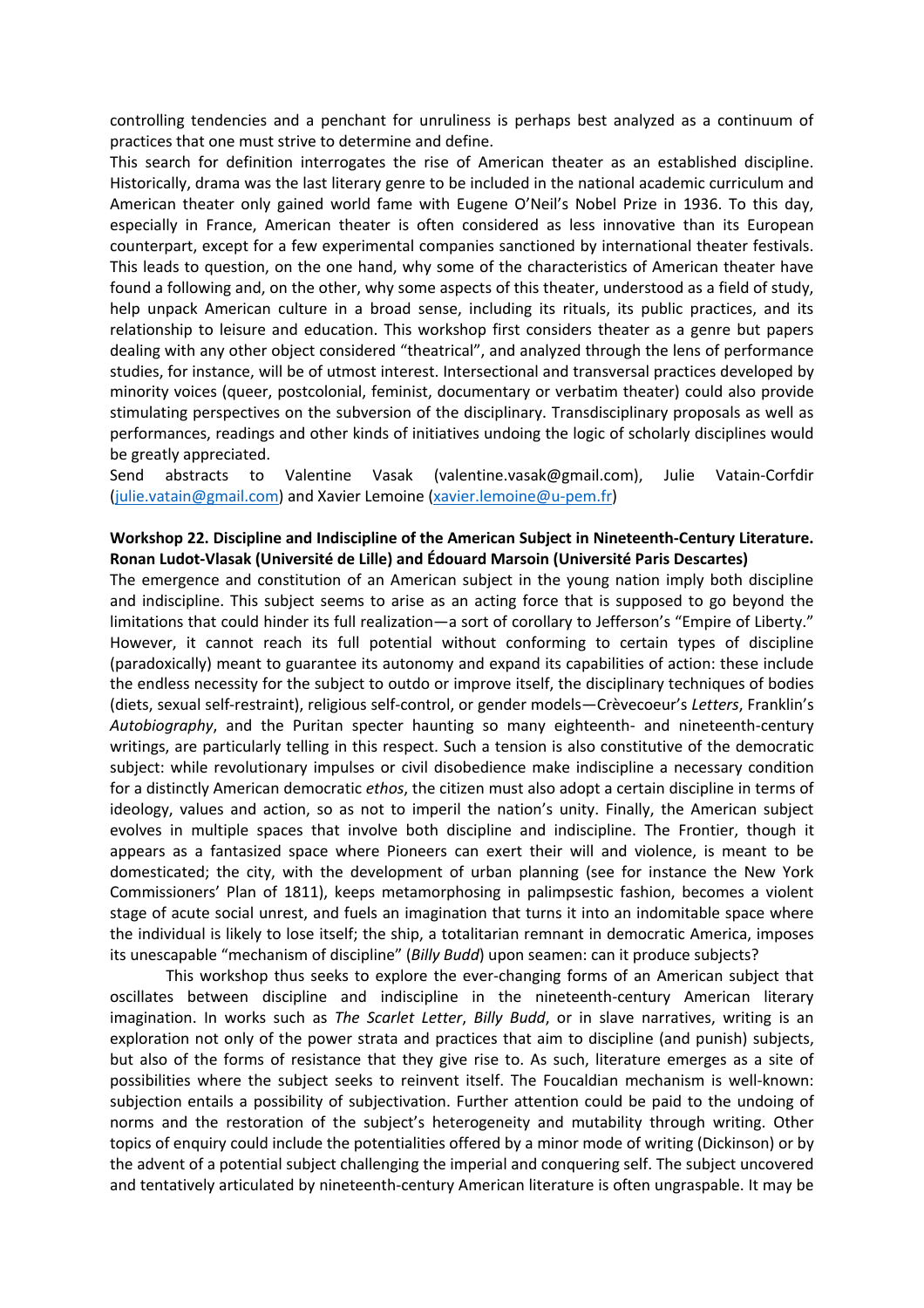controlling tendencies and a penchant for unruliness is perhaps best analyzed as a continuum of practices that one must strive to determine and define.

This search for definition interrogates the rise of American theater as an established discipline. Historically, drama was the last literary genre to be included in the national academic curriculum and American theater only gained world fame with Eugene O'Neil's Nobel Prize in 1936. To this day, especially in France, American theater is often considered as less innovative than its European counterpart, except for a few experimental companies sanctioned by international theater festivals. This leads to question, on the one hand, why some of the characteristics of American theater have found a following and, on the other, why some aspects of this theater, understood as a field of study, help unpack American culture in a broad sense, including its rituals, its public practices, and its relationship to leisure and education. This workshop first considers theater as a genre but papers dealing with any other object considered "theatrical", and analyzed through the lens of performance studies, for instance, will be of utmost interest. Intersectional and transversal practices developed by minority voices (queer, postcolonial, feminist, documentary or verbatim theater) could also provide stimulating perspectives on the subversion of the disciplinary. Transdisciplinary proposals as well as performances, readings and other kinds of initiatives undoing the logic of scholarly disciplines would be greatly appreciated.

Send abstracts to Valentine Vasak (valentine.vasak@gmail.com), Julie Vatain-Corfdir (julie.vatain@gmail.com) and Xavier Lemoine (xavier.lemoine@u-pem.fr)

**Workshop 22. Discipline and Indiscipline of the American Subject in Nineteenth-Century Literature. Ronan Ludot-Vlasak (Université de Lille) and Édouard Marsoin (Université Paris Descartes)**

The emergence and constitution of an American subject in the young nation imply both discipline and indiscipline. This subject seems to arise as an acting force that is supposed to go beyond the limitations that could hinder its full realization—a sort of corollary to Jefferson's "Empire of Liberty." However, it cannot reach its full potential without conforming to certain types of discipline (paradoxically) meant to guarantee its autonomy and expand its capabilities of action: these include the endless necessity for the subject to outdo or improve itself, the disciplinary techniques of bodies (diets, sexual self-restraint), religious self-control, or gender models—Crèvecoeur's *Letters*, Franklin's *Autobiography*, and the Puritan specter haunting so many eighteenth- and nineteenth-century writings, are particularly telling in this respect. Such a tension is also constitutive of the democratic subject: while revolutionary impulses or civil disobedience make indiscipline a necessary condition for a distinctly American democratic *ethos*, the citizen must also adopt a certain discipline in terms of ideology, values and action, so as not to imperil the nation's unity. Finally, the American subject evolves in multiple spaces that involve both discipline and indiscipline. The Frontier, though it appears as a fantasized space where Pioneers can exert their will and violence, is meant to be domesticated; the city, with the development of urban planning (see for instance the New York Commissioners' Plan of 1811), keeps metamorphosing in palimpsestic fashion, becomes a violent stage of acute social unrest, and fuels an imagination that turns it into an indomitable space where the individual is likely to lose itself; the ship, a totalitarian remnant in democratic America, imposes its unescapable "mechanism of discipline" (*Billy Budd*) upon seamen: can it produce subjects?

This workshop thus seeks to explore the ever-changing forms of an American subject that oscillates between discipline and indiscipline in the nineteenth-century American literary imagination. In works such as *The Scarlet Letter*, *Billy Budd*, or in slave narratives, writing is an exploration not only of the power strata and practices that aim to discipline (and punish) subjects, but also of the forms of resistance that they give rise to. As such, literature emerges as a site of possibilities where the subject seeks to reinvent itself. The Foucaldian mechanism is well-known: subjection entails a possibility of subjectivation. Further attention could be paid to the undoing of norms and the restoration of the subject's heterogeneity and mutability through writing. Other topics of enquiry could include the potentialities offered by a minor mode of writing (Dickinson) or by the advent of a potential subject challenging the imperial and conquering self. The subject uncovered and tentatively articulated by nineteenth-century American literature is often ungraspable. It may be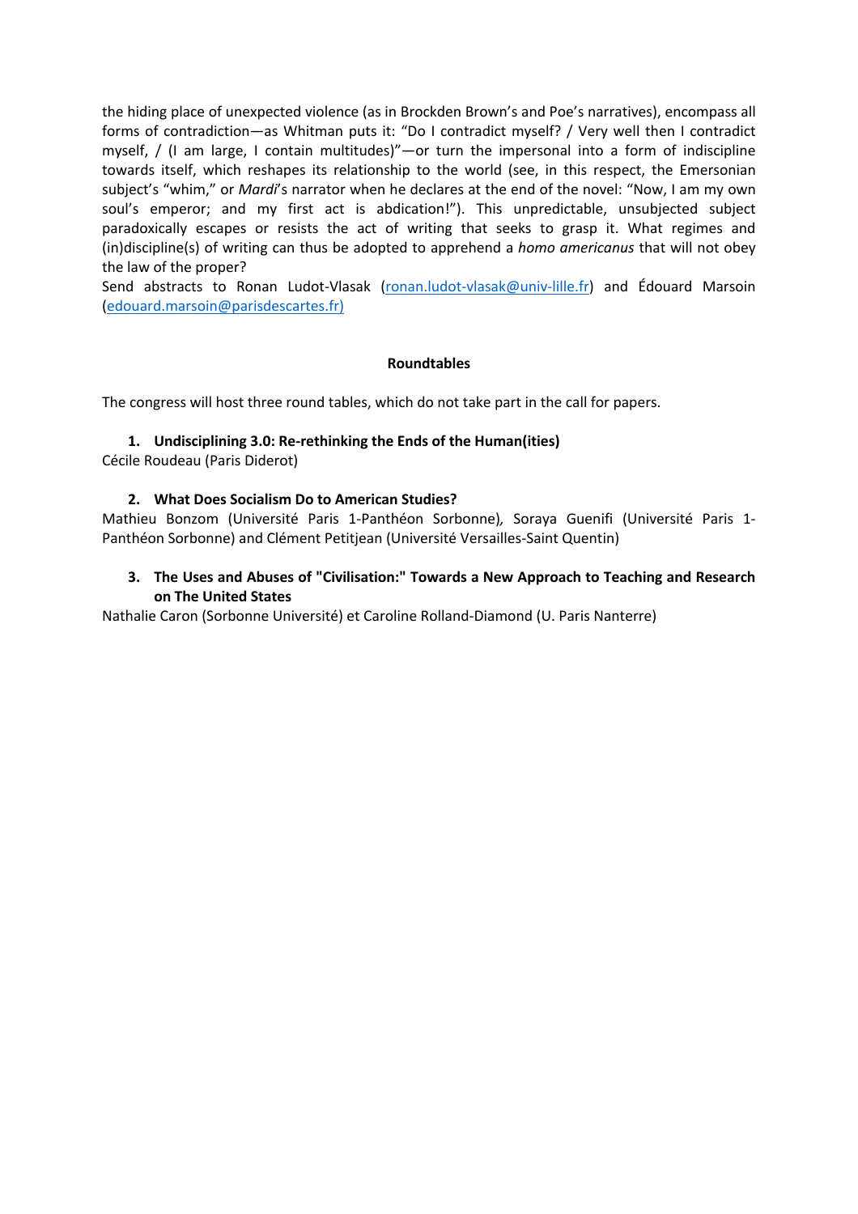the hiding place of unexpected violence (as in Brockden Brown's and Poe's narratives), encompass all forms of contradiction—as Whitman puts it: "Do I contradict myself? / Very well then I contradict myself, / (I am large, I contain multitudes)"—or turn the impersonal into a form of indiscipline towards itself, which reshapes its relationship to the world (see, in this respect, the Emersonian subject's "whim," or *Mardi*'s narrator when he declares at the end of the novel: "Now, I am my own soul's emperor; and my first act is abdication!"). This unpredictable, unsubjected subject paradoxically escapes or resists the act of writing that seeks to grasp it. What regimes and (in)discipline(s) of writing can thus be adopted to apprehend a *homo americanus* that will not obey the law of the proper?

Send abstracts to Ronan Ludot-Vlasak (ronan.ludot-vlasak@univ-lille.fr) and Édouard Marsoin (edouard.marsoin@parisdescartes.fr)

## Roundtables

The congress will host three round tables, which do not take part in the call for papers.

1. **Undisciplining 3.0: Re-rethinking the Ends of the Human(ities)**

Cécile Roudeau (Paris Diderot)

2. **What Does Socialism Do to American Studies?**

Mathieu Bonzom (Université Paris 1-Panthéon Sorbonne), Soraya Guenifi (Université Paris 1-Panthéon Sorbonne) and Clément Petitjean (Université Versailles-Saint Quentin)

3. **The Uses and Abuses of "Civilisation:" Towards a New Approach to Teaching and Research on The United States**

Nathalie Caron (Sorbonne Université) et Caroline Rolland-Diamond (U. Paris Nanterre)